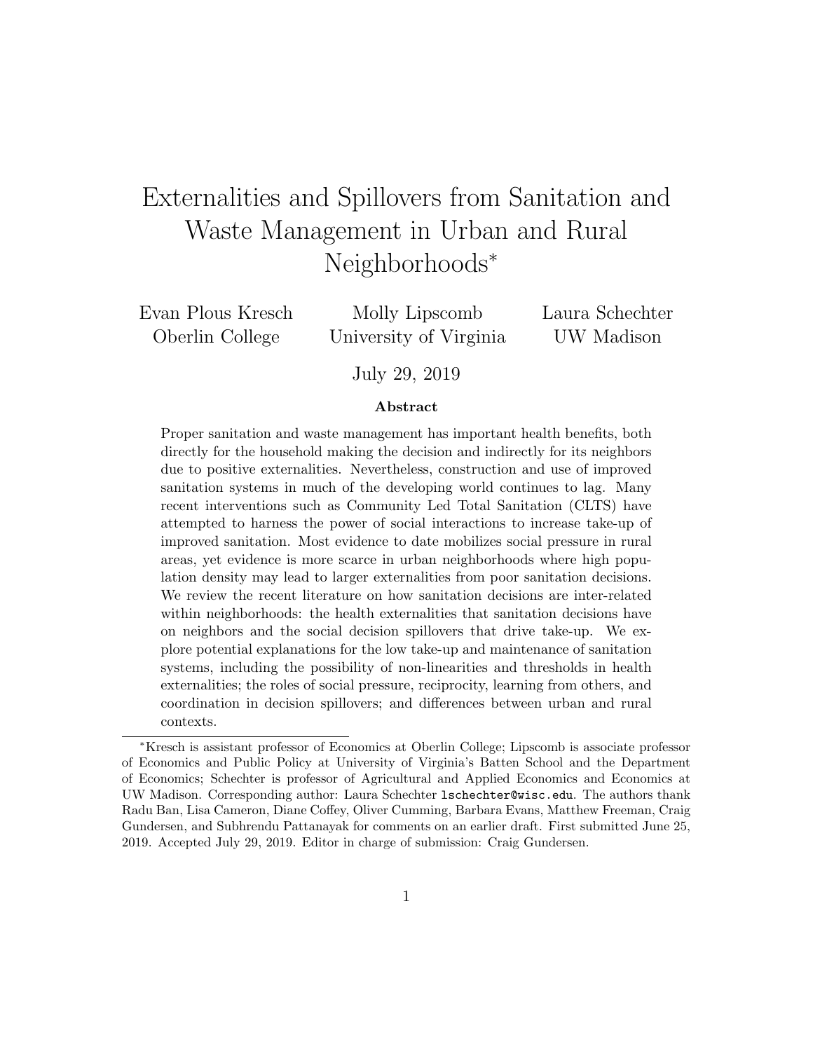# Externalities and Spillovers from Sanitation and Waste Management in Urban and Rural Neighborhoods*

Evan Plous Kresch, Oberlin College

Molly Lipscomb, University of Virginia

Laura Schechter, UW Madison

July 29, 2019

### Abstract

Proper sanitation and waste management has important health benefits, both directly for the household making the decision and indirectly for its neighbors due to positive externalities. Nevertheless, construction and use of improved sanitation systems in much of the developing world continues to lag. Many recent interventions such as Community Led Total Sanitation (CLTS) have attempted to harness the power of social interactions to increase take-up of improved sanitation. Most evidence to date mobilizes social pressure in rural areas, yet evidence is more scarce in urban neighborhoods where high population density may lead to larger externalities from poor sanitation decisions. We review the recent literature on how sanitation decisions are inter-related within neighborhoods: the health externalities that sanitation decisions have on neighbors and the social decision spillovers that drive take-up. We explore potential explanations for the low take-up and maintenance of sanitation systems, including the possibility of non-linearities and thresholds in health externalities; the roles of social pressure, reciprocity, learning from others, and coordination in decision spillovers; and differences between urban and rural contexts.

---

*Kresch is assistant professor of Economics at Oberlin College; Lipscomb is associate professor of Economics and Public Policy at University of Virginia's Batten School and the Department of Economics; Schechter is professor of Agricultural and Applied Economics and Economics at UW Madison. Corresponding author: Laura Schechter `lschechter@wisc.edu`. The authors thank Radu Ban, Lisa Cameron, Diane Coffey, Oliver Cumming, Barbara Evans, Matthew Freeman, Craig Gundersen, and Subhrendu Pattanayak for comments on an earlier draft. First submitted June 25, 2019. Accepted July 29, 2019. Editor in charge of submission: Craig Gundersen.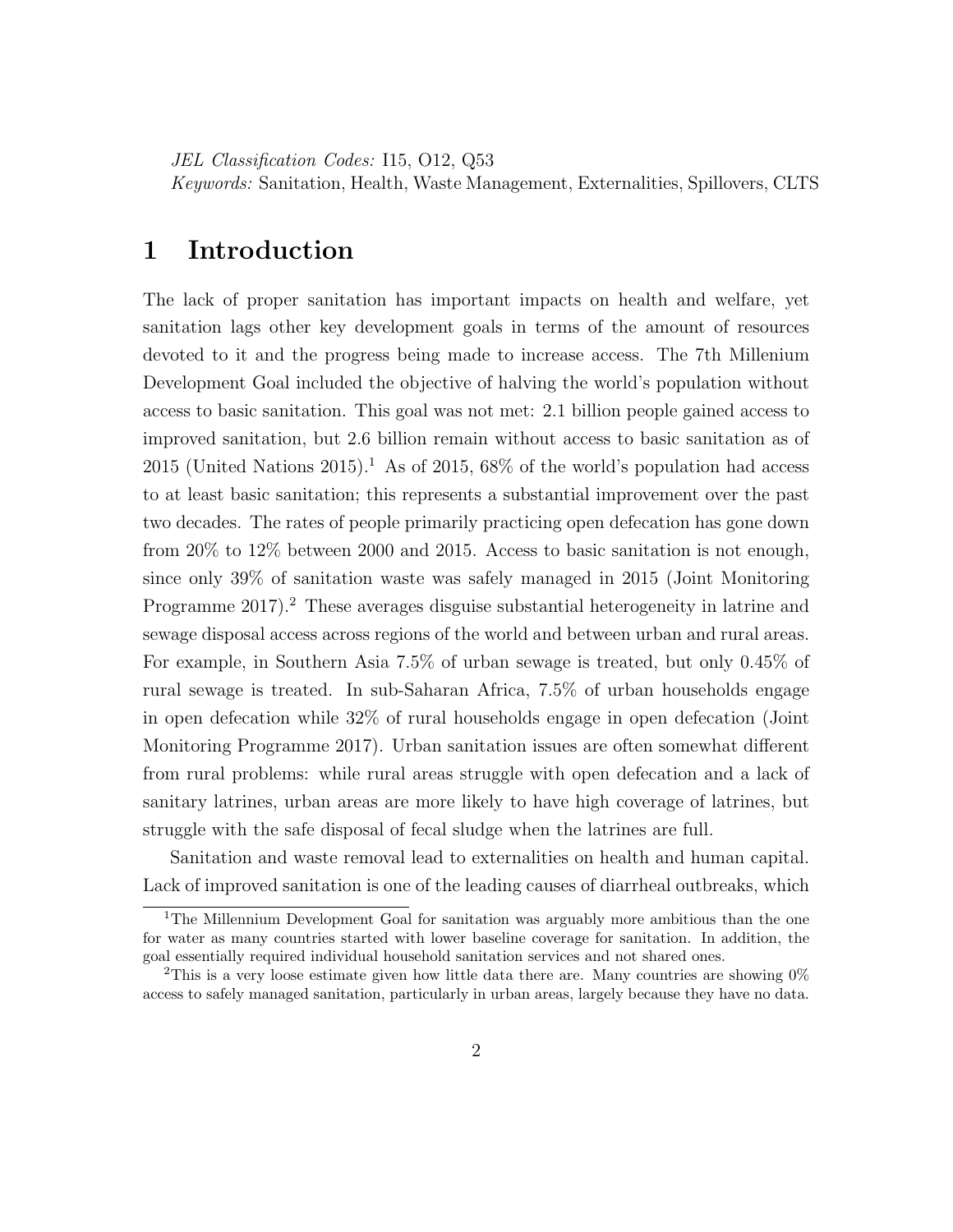*JEL Classification Codes:* I15, O12, Q53

*Keywords:* Sanitation, Health, Waste Management, Externalities, Spillovers, CLTS

# 1 Introduction

The lack of proper sanitation has important impacts on health and welfare, yet sanitation lags other key development goals in terms of the amount of resources devoted to it and the progress being made to increase access. The 7th Millenium Development Goal included the objective of halving the world's population without access to basic sanitation. This goal was not met: 2.1 billion people gained access to improved sanitation, but 2.6 billion remain without access to basic sanitation as of 2015 (United Nations 2015).[1] As of 2015, 68% of the world's population had access to at least basic sanitation; this represents a substantial improvement over the past two decades. The rates of people primarily practicing open defecation has gone down from 20% to 12% between 2000 and 2015. Access to basic sanitation is not enough, since only 39% of sanitation waste was safely managed in 2015 (Joint Monitoring Programme 2017).[2] These averages disguise substantial heterogeneity in latrine and sewage disposal access across regions of the world and between urban and rural areas. For example, in Southern Asia 7.5% of urban sewage is treated, but only 0.45% of rural sewage is treated. In sub-Saharan Africa, 7.5% of urban households engage in open defecation while 32% of rural households engage in open defecation (Joint Monitoring Programme 2017). Urban sanitation issues are often somewhat different from rural problems: while rural areas struggle with open defecation and a lack of sanitary latrines, urban areas are more likely to have high coverage of latrines, but struggle with the safe disposal of fecal sludge when the latrines are full.

Sanitation and waste removal lead to externalities on health and human capital. Lack of improved sanitation is one of the leading causes of diarrheal outbreaks, which

[1] The Millennium Development Goal for sanitation was arguably more ambitious than the one for water as many countries started with lower baseline coverage for sanitation. In addition, the goal essentially required individual household sanitation services and not shared ones.

[2] This is a very loose estimate given how little data there are. Many countries are showing 0% access to safely managed sanitation, particularly in urban areas, largely because they have no data.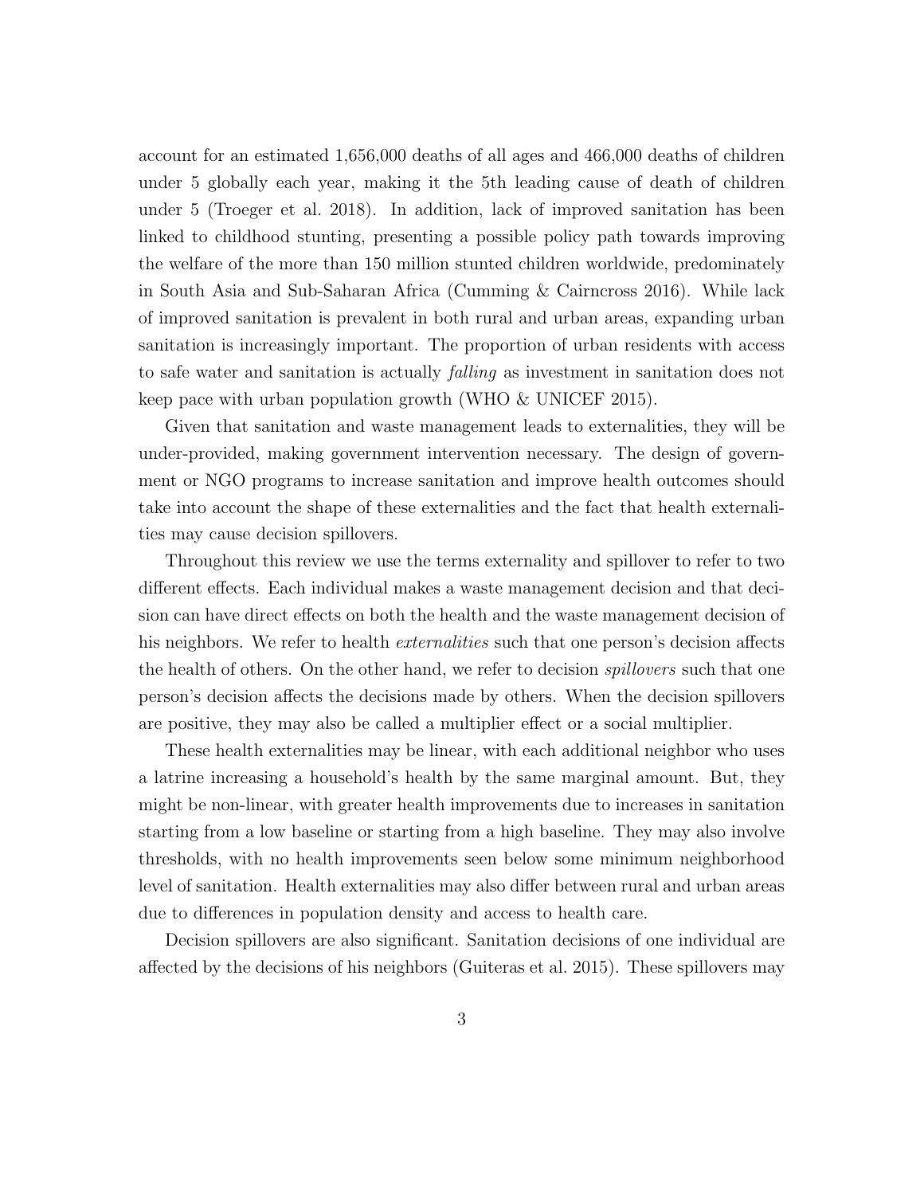account for an estimated 1,656,000 deaths of all ages and 466,000 deaths of children under 5 globally each year, making it the 5th leading cause of death of children under 5 (Troeger et al. 2018). In addition, lack of improved sanitation has been linked to childhood stunting, presenting a possible policy path towards improving the welfare of the more than 150 million stunted children worldwide, predominately in South Asia and Sub-Saharan Africa (Cumming & Cairncross 2016). While lack of improved sanitation is prevalent in both rural and urban areas, expanding urban sanitation is increasingly important. The proportion of urban residents with access to safe water and sanitation is actually *falling* as investment in sanitation does not keep pace with urban population growth (WHO & UNICEF 2015).

Given that sanitation and waste management leads to externalities, they will be under-provided, making government intervention necessary. The design of government or NGO programs to increase sanitation and improve health outcomes should take into account the shape of these externalities and the fact that health externalities may cause decision spillovers.

Throughout this review we use the terms externality and spillover to refer to two different effects. Each individual makes a waste management decision and that decision can have direct effects on both the health and the waste management decision of his neighbors. We refer to health *externalities* such that one person's decision affects the health of others. On the other hand, we refer to decision *spillovers* such that one person's decision affects the decisions made by others. When the decision spillovers are positive, they may also be called a multiplier effect or a social multiplier.

These health externalities may be linear, with each additional neighbor who uses a latrine increasing a household's health by the same marginal amount. But, they might be non-linear, with greater health improvements due to increases in sanitation starting from a low baseline or starting from a high baseline. They may also involve thresholds, with no health improvements seen below some minimum neighborhood level of sanitation. Health externalities may also differ between rural and urban areas due to differences in population density and access to health care.

Decision spillovers are also significant. Sanitation decisions of one individual are affected by the decisions of his neighbors (Guiteras et al. 2015). These spillovers may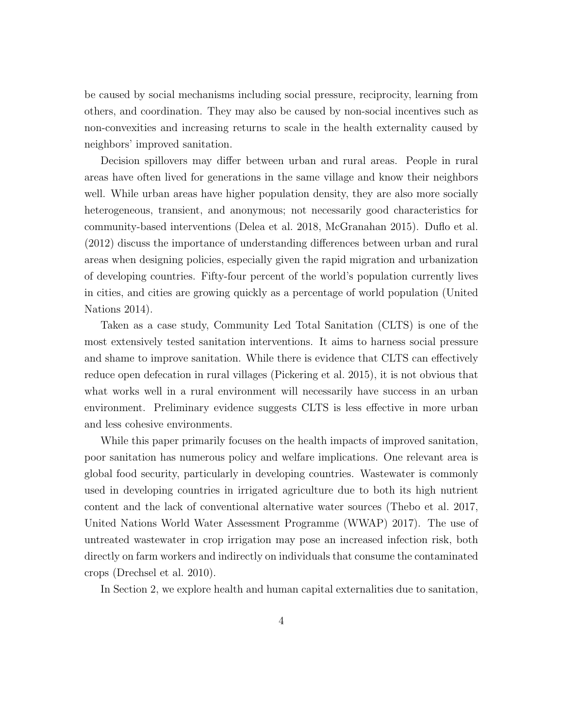be caused by social mechanisms including social pressure, reciprocity, learning from others, and coordination. They may also be caused by non-social incentives such as non-convexities and increasing returns to scale in the health externality caused by neighbors' improved sanitation.

Decision spillovers may differ between urban and rural areas. People in rural areas have often lived for generations in the same village and know their neighbors well. While urban areas have higher population density, they are also more socially heterogeneous, transient, and anonymous; not necessarily good characteristics for community-based interventions (Delea et al. 2018, McGranahan 2015). Duflo et al. (2012) discuss the importance of understanding differences between urban and rural areas when designing policies, especially given the rapid migration and urbanization of developing countries. Fifty-four percent of the world's population currently lives in cities, and cities are growing quickly as a percentage of world population (United Nations 2014).

Taken as a case study, Community Led Total Sanitation (CLTS) is one of the most extensively tested sanitation interventions. It aims to harness social pressure and shame to improve sanitation. While there is evidence that CLTS can effectively reduce open defecation in rural villages (Pickering et al. 2015), it is not obvious that what works well in a rural environment will necessarily have success in an urban environment. Preliminary evidence suggests CLTS is less effective in more urban and less cohesive environments.

While this paper primarily focuses on the health impacts of improved sanitation, poor sanitation has numerous policy and welfare implications. One relevant area is global food security, particularly in developing countries. Wastewater is commonly used in developing countries in irrigated agriculture due to both its high nutrient content and the lack of conventional alternative water sources (Thebo et al. 2017, United Nations World Water Assessment Programme (WWAP) 2017). The use of untreated wastewater in crop irrigation may pose an increased infection risk, both directly on farm workers and indirectly on individuals that consume the contaminated crops (Drechsel et al. 2010).

In Section 2, we explore health and human capital externalities due to sanitation,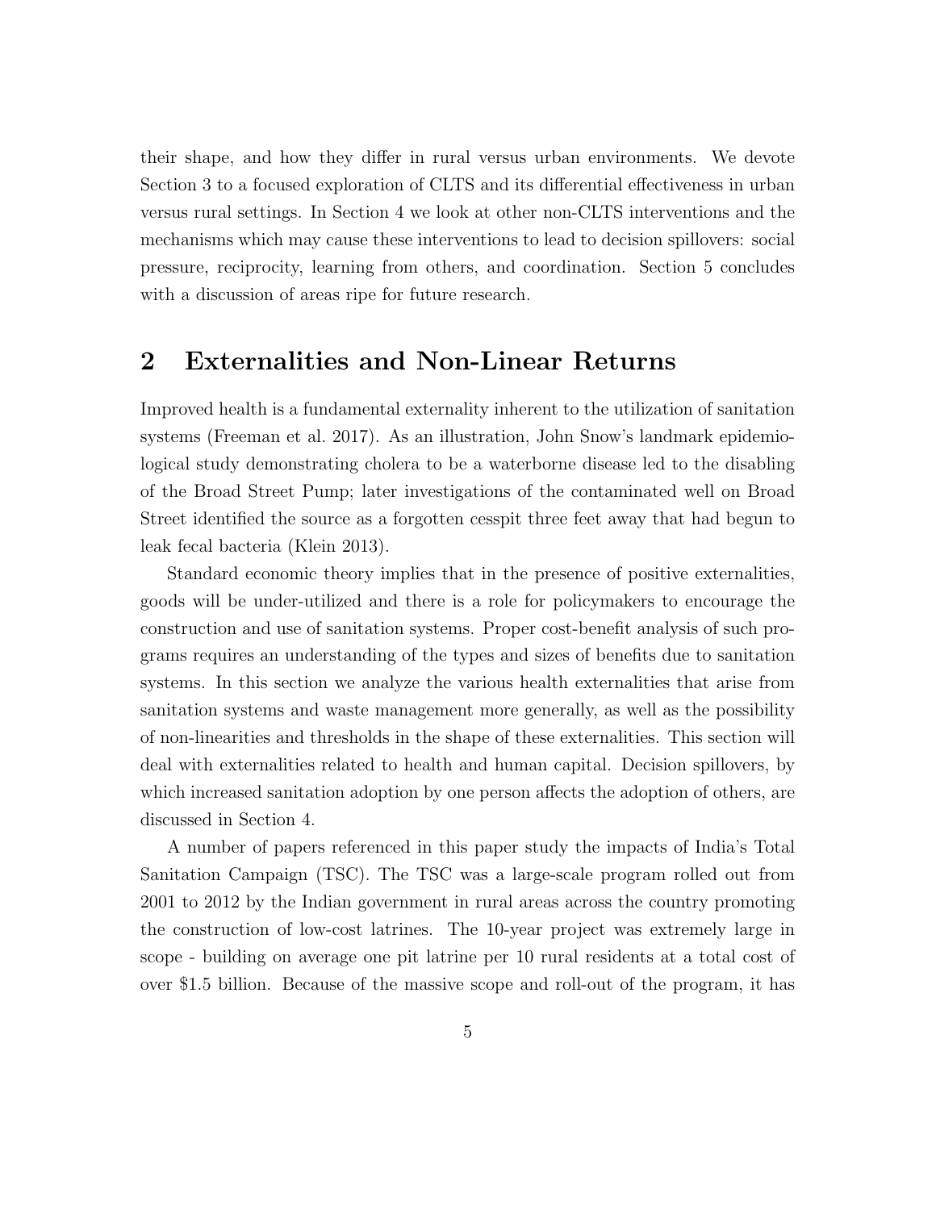their shape, and how they differ in rural versus urban environments. We devote Section 3 to a focused exploration of CLTS and its differential effectiveness in urban versus rural settings. In Section 4 we look at other non-CLTS interventions and the mechanisms which may cause these interventions to lead to decision spillovers: social pressure, reciprocity, learning from others, and coordination. Section 5 concludes with a discussion of areas ripe for future research.

## 2 Externalities and Non-Linear Returns

Improved health is a fundamental externality inherent to the utilization of sanitation systems (Freeman et al. 2017). As an illustration, John Snow's landmark epidemiological study demonstrating cholera to be a waterborne disease led to the disabling of the Broad Street Pump; later investigations of the contaminated well on Broad Street identified the source as a forgotten cesspit three feet away that had begun to leak fecal bacteria (Klein 2013).

Standard economic theory implies that in the presence of positive externalities, goods will be under-utilized and there is a role for policymakers to encourage the construction and use of sanitation systems. Proper cost-benefit analysis of such programs requires an understanding of the types and sizes of benefits due to sanitation systems. In this section we analyze the various health externalities that arise from sanitation systems and waste management more generally, as well as the possibility of non-linearities and thresholds in the shape of these externalities. This section will deal with externalities related to health and human capital. Decision spillovers, by which increased sanitation adoption by one person affects the adoption of others, are discussed in Section 4.

A number of papers referenced in this paper study the impacts of India's Total Sanitation Campaign (TSC). The TSC was a large-scale program rolled out from 2001 to 2012 by the Indian government in rural areas across the country promoting the construction of low-cost latrines. The 10-year project was extremely large in scope - building on average one pit latrine per 10 rural residents at a total cost of over $1.5 billion. Because of the massive scope and roll-out of the program, it has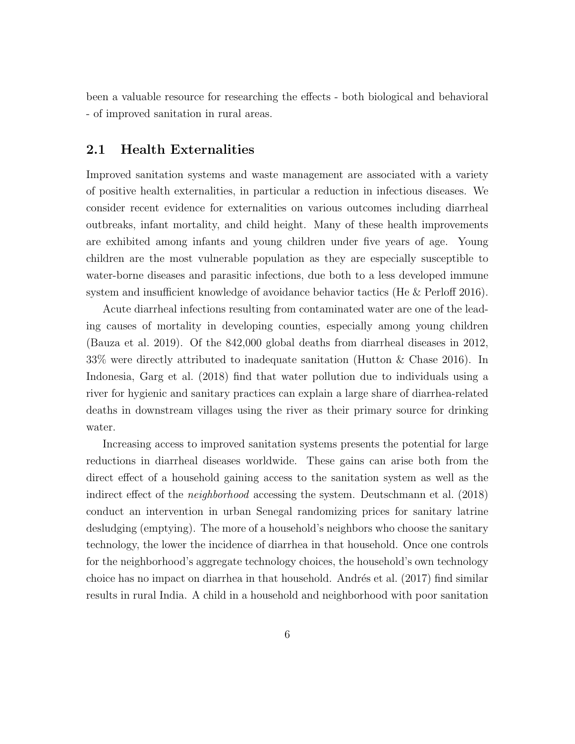been a valuable resource for researching the effects - both biological and behavioral - of improved sanitation in rural areas.

## 2.1 Health Externalities

Improved sanitation systems and waste management are associated with a variety of positive health externalities, in particular a reduction in infectious diseases. We consider recent evidence for externalities on various outcomes including diarrheal outbreaks, infant mortality, and child height. Many of these health improvements are exhibited among infants and young children under five years of age. Young children are the most vulnerable population as they are especially susceptible to water-borne diseases and parasitic infections, due both to a less developed immune system and insufficient knowledge of avoidance behavior tactics (He & Perloff 2016).

Acute diarrheal infections resulting from contaminated water are one of the leading causes of mortality in developing counties, especially among young children (Bauza et al. 2019). Of the 842,000 global deaths from diarrheal diseases in 2012, 33% were directly attributed to inadequate sanitation (Hutton & Chase 2016). In Indonesia, Garg et al. (2018) find that water pollution due to individuals using a river for hygienic and sanitary practices can explain a large share of diarrhea-related deaths in downstream villages using the river as their primary source for drinking water.

Increasing access to improved sanitation systems presents the potential for large reductions in diarrheal diseases worldwide. These gains can arise both from the direct effect of a household gaining access to the sanitation system as well as the indirect effect of the *neighborhood* accessing the system. Deutschmann et al. (2018) conduct an intervention in urban Senegal randomizing prices for sanitary latrine desludging (emptying). The more of a household's neighbors who choose the sanitary technology, the lower the incidence of diarrhea in that household. Once one controls for the neighborhood's aggregate technology choices, the household's own technology choice has no impact on diarrhea in that household. Andrés et al. (2017) find similar results in rural India. A child in a household and neighborhood with poor sanitation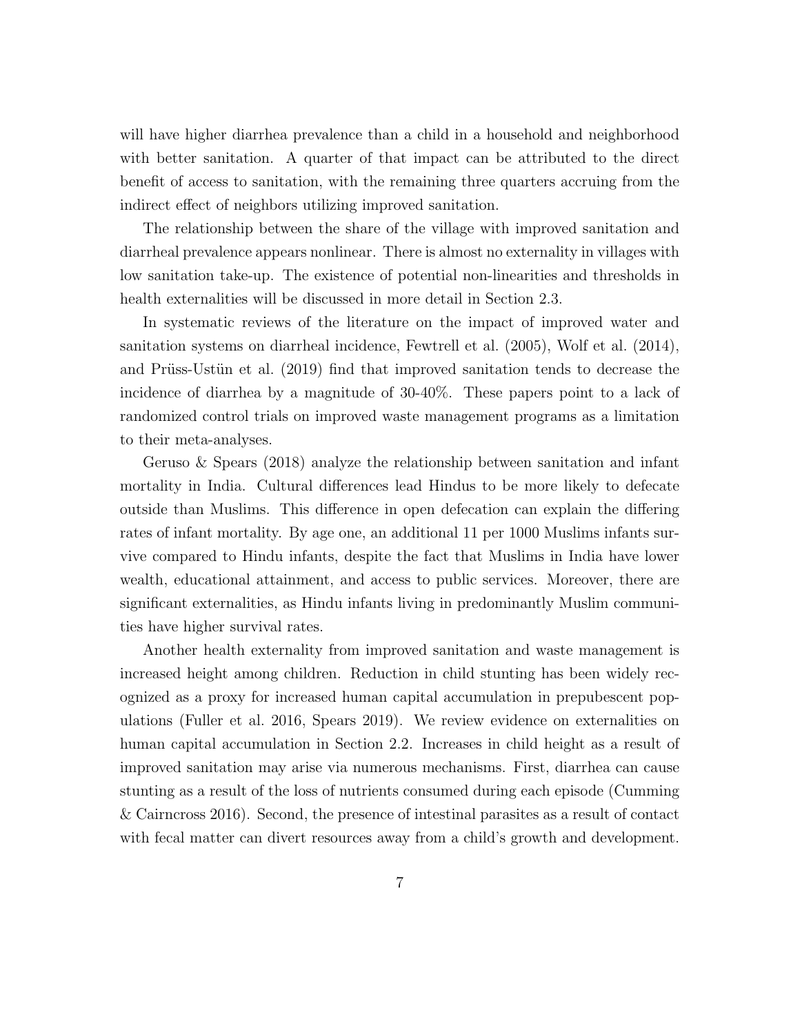will have higher diarrhea prevalence than a child in a household and neighborhood with better sanitation. A quarter of that impact can be attributed to the direct benefit of access to sanitation, with the remaining three quarters accruing from the indirect effect of neighbors utilizing improved sanitation.

The relationship between the share of the village with improved sanitation and diarrheal prevalence appears nonlinear. There is almost no externality in villages with low sanitation take-up. The existence of potential non-linearities and thresholds in health externalities will be discussed in more detail in Section 2.3.

In systematic reviews of the literature on the impact of improved water and sanitation systems on diarrheal incidence, Fewtrell et al. (2005), Wolf et al. (2014), and Prüss-Ustün et al. (2019) find that improved sanitation tends to decrease the incidence of diarrhea by a magnitude of 30-40%. These papers point to a lack of randomized control trials on improved waste management programs as a limitation to their meta-analyses.

Geruso & Spears (2018) analyze the relationship between sanitation and infant mortality in India. Cultural differences lead Hindus to be more likely to defecate outside than Muslims. This difference in open defecation can explain the differing rates of infant mortality. By age one, an additional 11 per 1000 Muslims infants survive compared to Hindu infants, despite the fact that Muslims in India have lower wealth, educational attainment, and access to public services. Moreover, there are significant externalities, as Hindu infants living in predominantly Muslim communities have higher survival rates.

Another health externality from improved sanitation and waste management is increased height among children. Reduction in child stunting has been widely recognized as a proxy for increased human capital accumulation in prepubescent populations (Fuller et al. 2016, Spears 2019). We review evidence on externalities on human capital accumulation in Section 2.2. Increases in child height as a result of improved sanitation may arise via numerous mechanisms. First, diarrhea can cause stunting as a result of the loss of nutrients consumed during each episode (Cumming & Cairncross 2016). Second, the presence of intestinal parasites as a result of contact with fecal matter can divert resources away from a child's growth and development.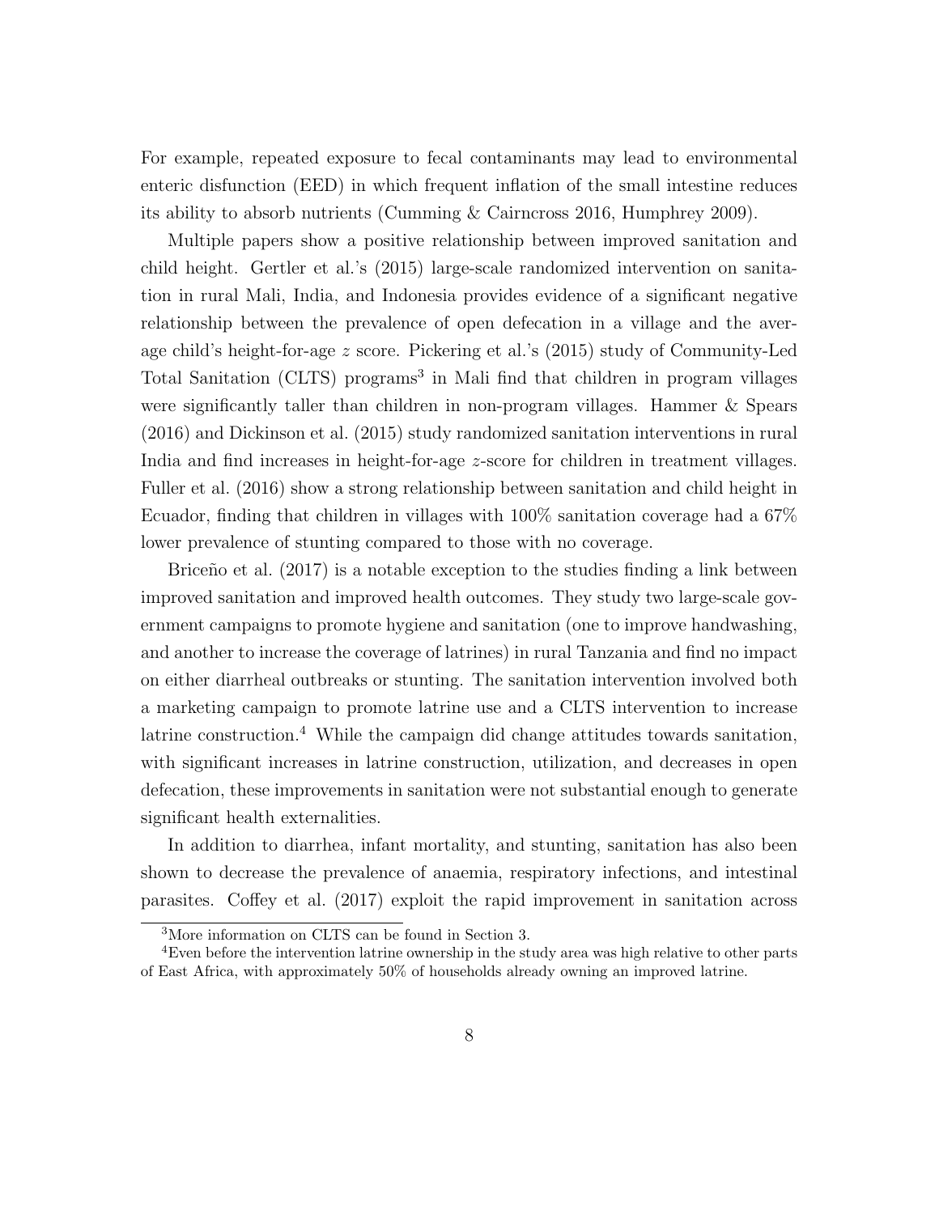For example, repeated exposure to fecal contaminants may lead to environmental enteric disfunction (EED) in which frequent inflation of the small intestine reduces its ability to absorb nutrients (Cumming & Cairncross 2016, Humphrey 2009).

Multiple papers show a positive relationship between improved sanitation and child height. Gertler et al.'s (2015) large-scale randomized intervention on sanitation in rural Mali, India, and Indonesia provides evidence of a significant negative relationship between the prevalence of open defecation in a village and the average child's height-for-age $z$ score. Pickering et al.'s (2015) study of Community-Led Total Sanitation (CLTS) programs[3] in Mali find that children in program villages were significantly taller than children in non-program villages. Hammer & Spears (2016) and Dickinson et al. (2015) study randomized sanitation interventions in rural India and find increases in height-for-age $z$-score for children in treatment villages. Fuller et al. (2016) show a strong relationship between sanitation and child height in Ecuador, finding that children in villages with 100% sanitation coverage had a 67% lower prevalence of stunting compared to those with no coverage.

Briceño et al. (2017) is a notable exception to the studies finding a link between improved sanitation and improved health outcomes. They study two large-scale government campaigns to promote hygiene and sanitation (one to improve handwashing, and another to increase the coverage of latrines) in rural Tanzania and find no impact on either diarrheal outbreaks or stunting. The sanitation intervention involved both a marketing campaign to promote latrine use and a CLTS intervention to increase latrine construction.[4] While the campaign did change attitudes towards sanitation, with significant increases in latrine construction, utilization, and decreases in open defecation, these improvements in sanitation were not substantial enough to generate significant health externalities.

In addition to diarrhea, infant mortality, and stunting, sanitation has also been shown to decrease the prevalence of anaemia, respiratory infections, and intestinal parasites. Coffey et al. (2017) exploit the rapid improvement in sanitation across

[3] More information on CLTS can be found in Section 3.

[4] Even before the intervention latrine ownership in the study area was high relative to other parts of East Africa, with approximately 50% of households already owning an improved latrine.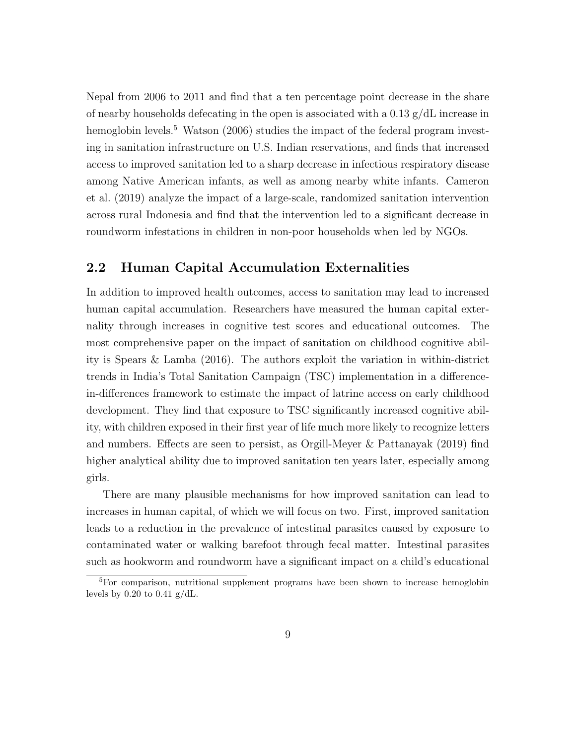Nepal from 2006 to 2011 and find that a ten percentage point decrease in the share of nearby households defecating in the open is associated with a 0.13 g/dL increase in hemoglobin levels.[5] Watson (2006) studies the impact of the federal program investing in sanitation infrastructure on U.S. Indian reservations, and finds that increased access to improved sanitation led to a sharp decrease in infectious respiratory disease among Native American infants, as well as among nearby white infants. Cameron et al. (2019) analyze the impact of a large-scale, randomized sanitation intervention across rural Indonesia and find that the intervention led to a significant decrease in roundworm infestations in children in non-poor households when led by NGOs.

## 2.2 Human Capital Accumulation Externalities

In addition to improved health outcomes, access to sanitation may lead to increased human capital accumulation. Researchers have measured the human capital externality through increases in cognitive test scores and educational outcomes. The most comprehensive paper on the impact of sanitation on childhood cognitive ability is Spears & Lamba (2016). The authors exploit the variation in within-district trends in India's Total Sanitation Campaign (TSC) implementation in a difference-in-differences framework to estimate the impact of latrine access on early childhood development. They find that exposure to TSC significantly increased cognitive ability, with children exposed in their first year of life much more likely to recognize letters and numbers. Effects are seen to persist, as Orgill-Meyer & Pattanayak (2019) find higher analytical ability due to improved sanitation ten years later, especially among girls.

There are many plausible mechanisms for how improved sanitation can lead to increases in human capital, of which we will focus on two. First, improved sanitation leads to a reduction in the prevalence of intestinal parasites caused by exposure to contaminated water or walking barefoot through fecal matter. Intestinal parasites such as hookworm and roundworm have a significant impact on a child's educational

[5] For comparison, nutritional supplement programs have been shown to increase hemoglobin levels by 0.20 to 0.41 g/dL.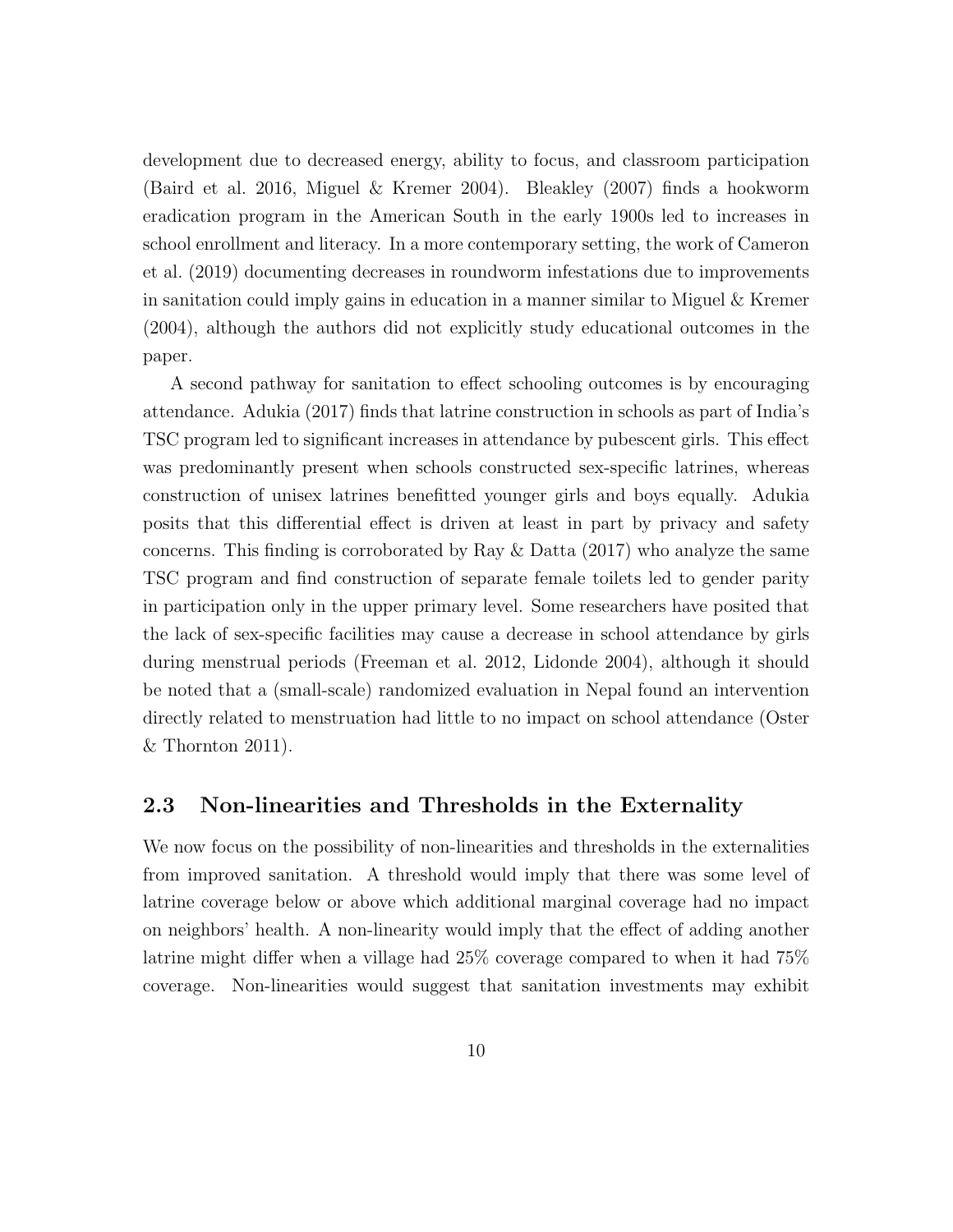development due to decreased energy, ability to focus, and classroom participation (Baird et al. 2016, Miguel & Kremer 2004). Bleakley (2007) finds a hookworm eradication program in the American South in the early 1900s led to increases in school enrollment and literacy. In a more contemporary setting, the work of Cameron et al. (2019) documenting decreases in roundworm infestations due to improvements in sanitation could imply gains in education in a manner similar to Miguel & Kremer (2004), although the authors did not explicitly study educational outcomes in the paper.

A second pathway for sanitation to effect schooling outcomes is by encouraging attendance. Adukia (2017) finds that latrine construction in schools as part of India's TSC program led to significant increases in attendance by pubescent girls. This effect was predominantly present when schools constructed sex-specific latrines, whereas construction of unisex latrines benefitted younger girls and boys equally. Adukia posits that this differential effect is driven at least in part by privacy and safety concerns. This finding is corroborated by Ray & Datta (2017) who analyze the same TSC program and find construction of separate female toilets led to gender parity in participation only in the upper primary level. Some researchers have posited that the lack of sex-specific facilities may cause a decrease in school attendance by girls during menstrual periods (Freeman et al. 2012, Lidonde 2004), although it should be noted that a (small-scale) randomized evaluation in Nepal found an intervention directly related to menstruation had little to no impact on school attendance (Oster & Thornton 2011).

### 2.3 Non-linearities and Thresholds in the Externality

We now focus on the possibility of non-linearities and thresholds in the externalities from improved sanitation. A threshold would imply that there was some level of latrine coverage below or above which additional marginal coverage had no impact on neighbors' health. A non-linearity would imply that the effect of adding another latrine might differ when a village had 25% coverage compared to when it had 75% coverage. Non-linearities would suggest that sanitation investments may exhibit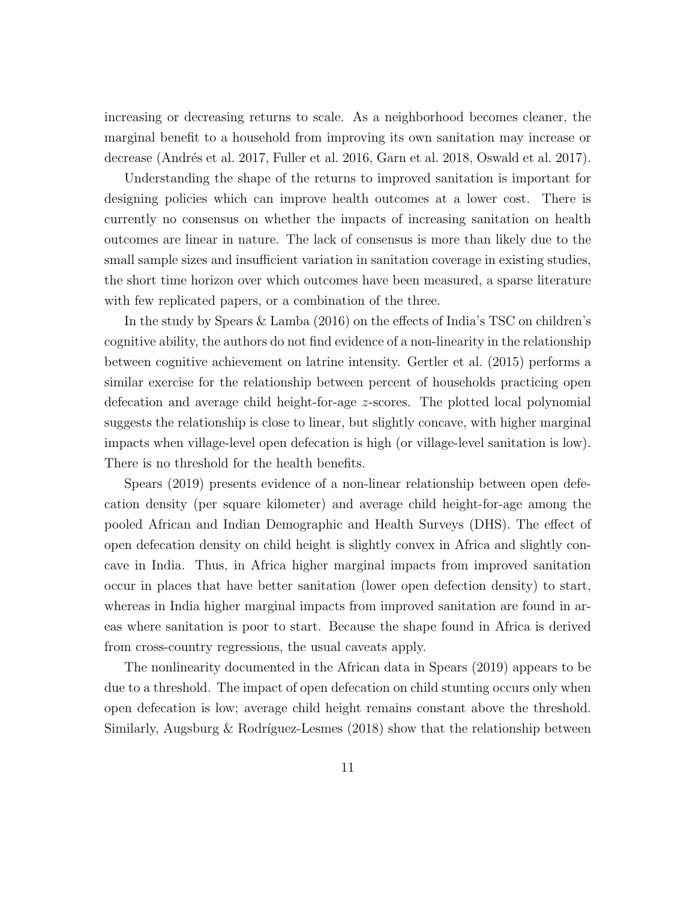increasing or decreasing returns to scale. As a neighborhood becomes cleaner, the marginal benefit to a household from improving its own sanitation may increase or decrease (Andrés et al. 2017, Fuller et al. 2016, Garn et al. 2018, Oswald et al. 2017).

Understanding the shape of the returns to improved sanitation is important for designing policies which can improve health outcomes at a lower cost. There is currently no consensus on whether the impacts of increasing sanitation on health outcomes are linear in nature. The lack of consensus is more than likely due to the small sample sizes and insufficient variation in sanitation coverage in existing studies, the short time horizon over which outcomes have been measured, a sparse literature with few replicated papers, or a combination of the three.

In the study by Spears & Lamba (2016) on the effects of India's TSC on children's cognitive ability, the authors do not find evidence of a non-linearity in the relationship between cognitive achievement on latrine intensity. Gertler et al. (2015) performs a similar exercise for the relationship between percent of households practicing open defecation and average child height-for-age $z$-scores. The plotted local polynomial suggests the relationship is close to linear, but slightly concave, with higher marginal impacts when village-level open defecation is high (or village-level sanitation is low). There is no threshold for the health benefits.

Spears (2019) presents evidence of a non-linear relationship between open defecation density (per square kilometer) and average child height-for-age among the pooled African and Indian Demographic and Health Surveys (DHS). The effect of open defecation density on child height is slightly convex in Africa and slightly concave in India. Thus, in Africa higher marginal impacts from improved sanitation occur in places that have better sanitation (lower open defection density) to start, whereas in India higher marginal impacts from improved sanitation are found in areas where sanitation is poor to start. Because the shape found in Africa is derived from cross-country regressions, the usual caveats apply.

The nonlinearity documented in the African data in Spears (2019) appears to be due to a threshold. The impact of open defecation on child stunting occurs only when open defecation is low; average child height remains constant above the threshold. Similarly, Augsburg & Rodríguez-Lesmes (2018) show that the relationship between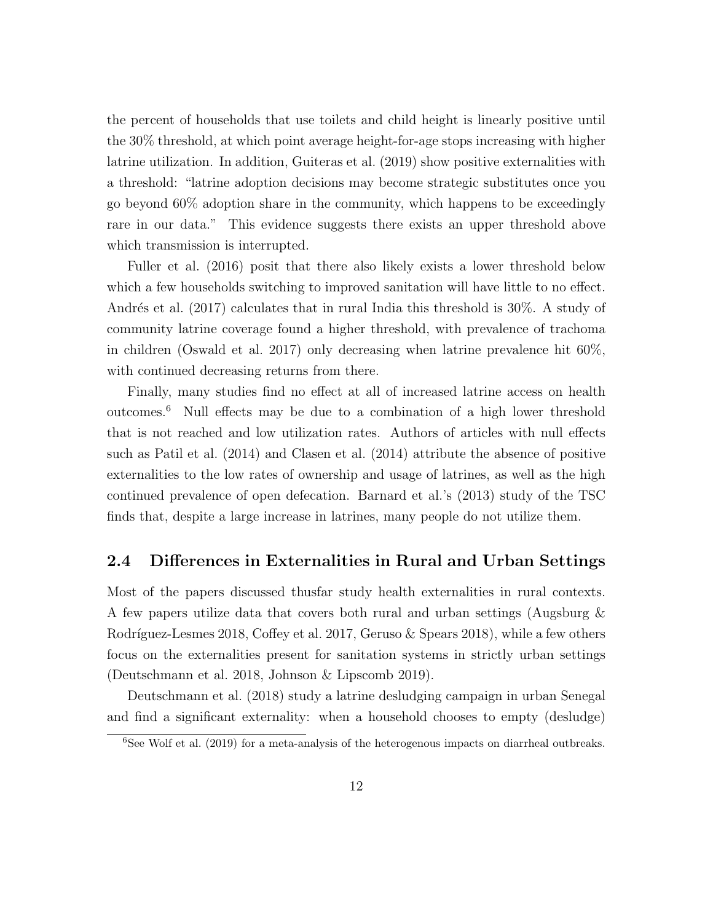the percent of households that use toilets and child height is linearly positive until the 30% threshold, at which point average height-for-age stops increasing with higher latrine utilization. In addition, Guiteras et al. (2019) show positive externalities with a threshold: "latrine adoption decisions may become strategic substitutes once you go beyond 60% adoption share in the community, which happens to be exceedingly rare in our data." This evidence suggests there exists an upper threshold above which transmission is interrupted.

Fuller et al. (2016) posit that there also likely exists a lower threshold below which a few households switching to improved sanitation will have little to no effect. Andrés et al. (2017) calculates that in rural India this threshold is 30%. A study of community latrine coverage found a higher threshold, with prevalence of trachoma in children (Oswald et al. 2017) only decreasing when latrine prevalence hit 60%, with continued decreasing returns from there.

Finally, many studies find no effect at all of increased latrine access on health outcomes.[6] Null effects may be due to a combination of a high lower threshold that is not reached and low utilization rates. Authors of articles with null effects such as Patil et al. (2014) and Clasen et al. (2014) attribute the absence of positive externalities to the low rates of ownership and usage of latrines, as well as the high continued prevalence of open defecation. Barnard et al.'s (2013) study of the TSC finds that, despite a large increase in latrines, many people do not utilize them.

## 2.4 Differences in Externalities in Rural and Urban Settings

Most of the papers discussed thusfar study health externalities in rural contexts. A few papers utilize data that covers both rural and urban settings (Augsburg & Rodríguez-Lesmes 2018, Coffey et al. 2017, Geruso & Spears 2018), while a few others focus on the externalities present for sanitation systems in strictly urban settings (Deutschmann et al. 2018, Johnson & Lipscomb 2019).

Deutschmann et al. (2018) study a latrine desludging campaign in urban Senegal and find a significant externality: when a household chooses to empty (desludge)

[6] See Wolf et al. (2019) for a meta-analysis of the heterogenous impacts on diarrheal outbreaks.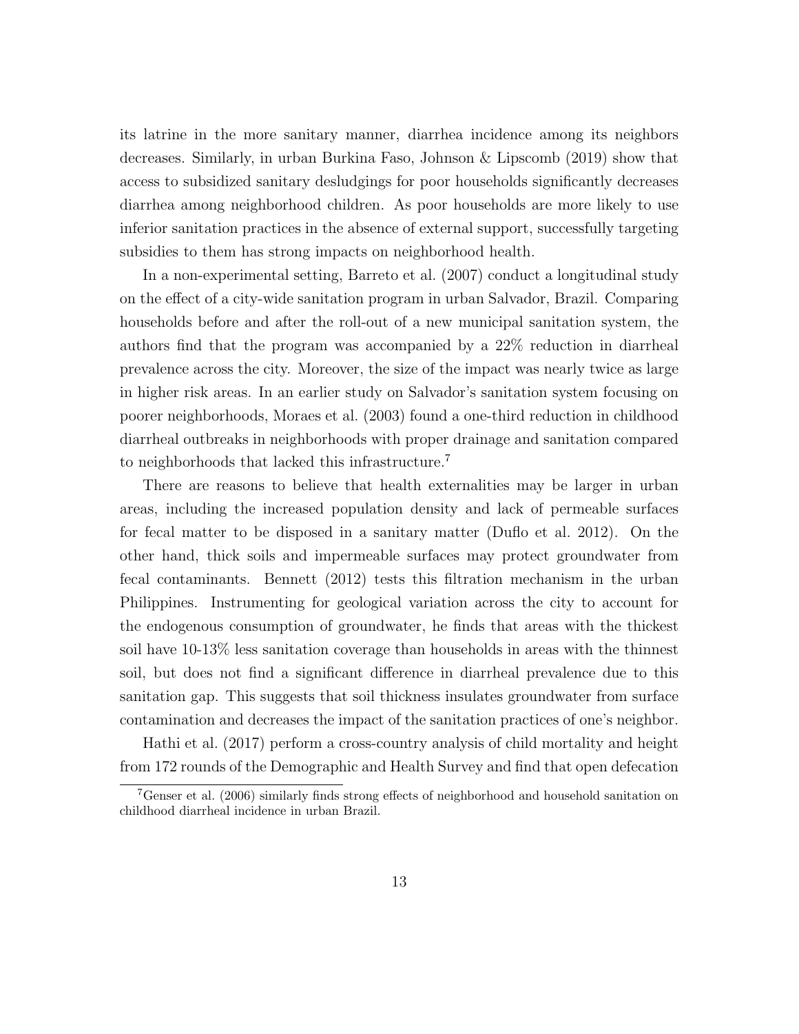its latrine in the more sanitary manner, diarrhea incidence among its neighbors decreases. Similarly, in urban Burkina Faso, Johnson & Lipscomb (2019) show that access to subsidized sanitary desludgings for poor households significantly decreases diarrhea among neighborhood children. As poor households are more likely to use inferior sanitation practices in the absence of external support, successfully targeting subsidies to them has strong impacts on neighborhood health.

In a non-experimental setting, Barreto et al. (2007) conduct a longitudinal study on the effect of a city-wide sanitation program in urban Salvador, Brazil. Comparing households before and after the roll-out of a new municipal sanitation system, the authors find that the program was accompanied by a 22% reduction in diarrheal prevalence across the city. Moreover, the size of the impact was nearly twice as large in higher risk areas. In an earlier study on Salvador's sanitation system focusing on poorer neighborhoods, Moraes et al. (2003) found a one-third reduction in childhood diarrheal outbreaks in neighborhoods with proper drainage and sanitation compared to neighborhoods that lacked this infrastructure.[7]

There are reasons to believe that health externalities may be larger in urban areas, including the increased population density and lack of permeable surfaces for fecal matter to be disposed in a sanitary matter (Duflo et al. 2012). On the other hand, thick soils and impermeable surfaces may protect groundwater from fecal contaminants. Bennett (2012) tests this filtration mechanism in the urban Philippines. Instrumenting for geological variation across the city to account for the endogenous consumption of groundwater, he finds that areas with the thickest soil have 10-13% less sanitation coverage than households in areas with the thinnest soil, but does not find a significant difference in diarrheal prevalence due to this sanitation gap. This suggests that soil thickness insulates groundwater from surface contamination and decreases the impact of the sanitation practices of one's neighbor.

Hathi et al. (2017) perform a cross-country analysis of child mortality and height from 172 rounds of the Demographic and Health Survey and find that open defecation

[7] Genser et al. (2006) similarly finds strong effects of neighborhood and household sanitation on childhood diarrheal incidence in urban Brazil.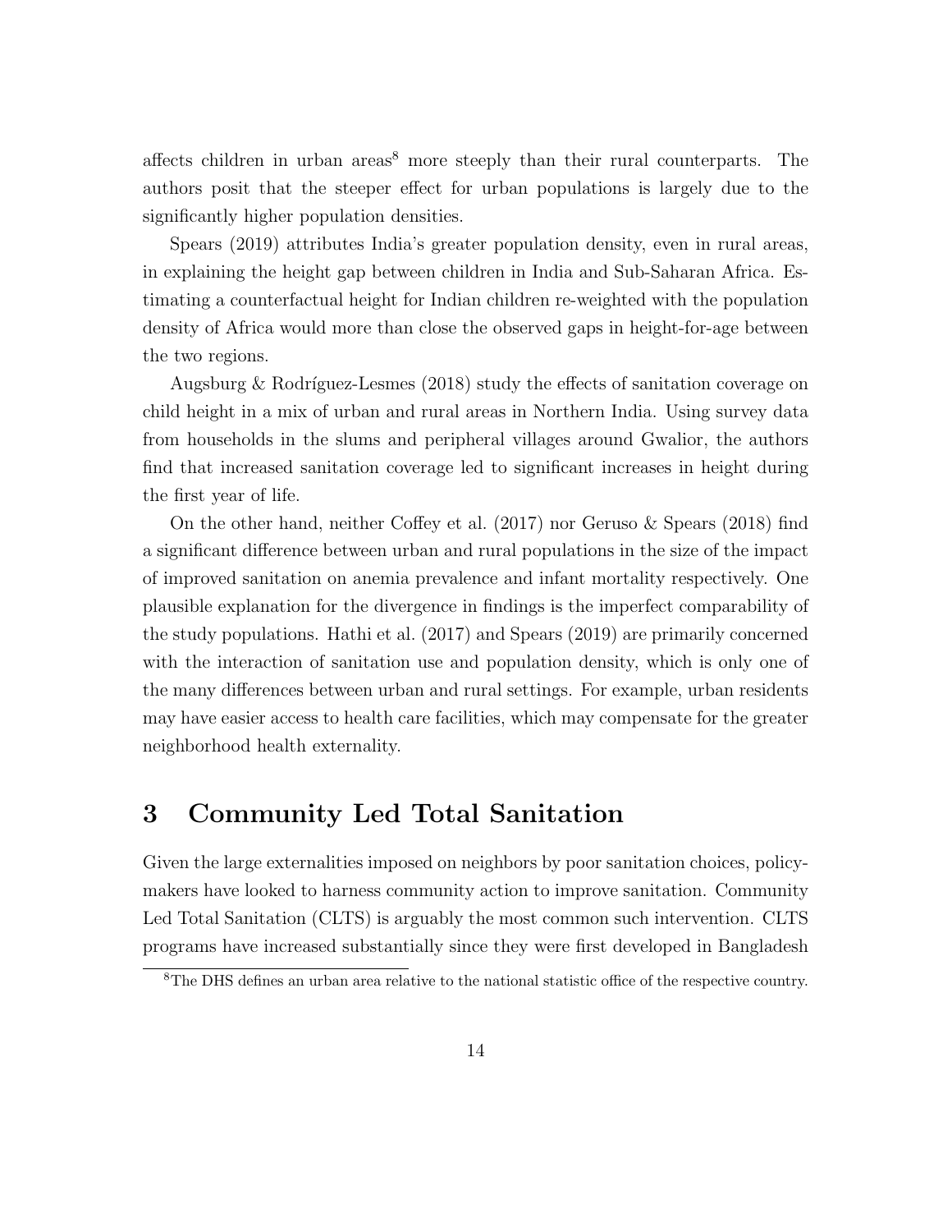affects children in urban areas[8] more steeply than their rural counterparts. The authors posit that the steeper effect for urban populations is largely due to the significantly higher population densities.

Spears (2019) attributes India's greater population density, even in rural areas, in explaining the height gap between children in India and Sub-Saharan Africa. Estimating a counterfactual height for Indian children re-weighted with the population density of Africa would more than close the observed gaps in height-for-age between the two regions.

Augsburg & Rodríguez-Lesmes (2018) study the effects of sanitation coverage on child height in a mix of urban and rural areas in Northern India. Using survey data from households in the slums and peripheral villages around Gwalior, the authors find that increased sanitation coverage led to significant increases in height during the first year of life.

On the other hand, neither Coffey et al. (2017) nor Geruso & Spears (2018) find a significant difference between urban and rural populations in the size of the impact of improved sanitation on anemia prevalence and infant mortality respectively. One plausible explanation for the divergence in findings is the imperfect comparability of the study populations. Hathi et al. (2017) and Spears (2019) are primarily concerned with the interaction of sanitation use and population density, which is only one of the many differences between urban and rural settings. For example, urban residents may have easier access to health care facilities, which may compensate for the greater neighborhood health externality.

# 3 Community Led Total Sanitation

Given the large externalities imposed on neighbors by poor sanitation choices, policymakers have looked to harness community action to improve sanitation. Community Led Total Sanitation (CLTS) is arguably the most common such intervention. CLTS programs have increased substantially since they were first developed in Bangladesh

[8] The DHS defines an urban area relative to the national statistic office of the respective country.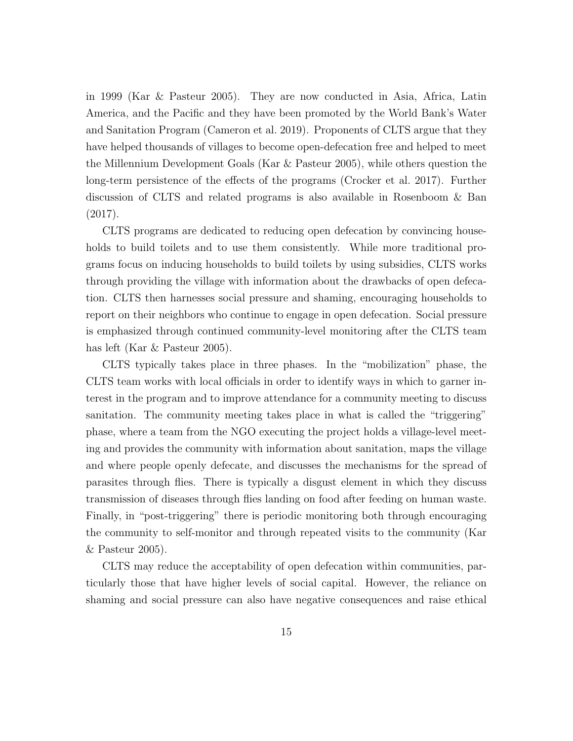in 1999 (Kar & Pasteur 2005). They are now conducted in Asia, Africa, Latin America, and the Pacific and they have been promoted by the World Bank's Water and Sanitation Program (Cameron et al. 2019). Proponents of CLTS argue that they have helped thousands of villages to become open-defecation free and helped to meet the Millennium Development Goals (Kar & Pasteur 2005), while others question the long-term persistence of the effects of the programs (Crocker et al. 2017). Further discussion of CLTS and related programs is also available in Rosenboom & Ban (2017).

CLTS programs are dedicated to reducing open defecation by convincing households to build toilets and to use them consistently. While more traditional programs focus on inducing households to build toilets by using subsidies, CLTS works through providing the village with information about the drawbacks of open defecation. CLTS then harnesses social pressure and shaming, encouraging households to report on their neighbors who continue to engage in open defecation. Social pressure is emphasized through continued community-level monitoring after the CLTS team has left (Kar & Pasteur 2005).

CLTS typically takes place in three phases. In the "mobilization" phase, the CLTS team works with local officials in order to identify ways in which to garner interest in the program and to improve attendance for a community meeting to discuss sanitation. The community meeting takes place in what is called the "triggering" phase, where a team from the NGO executing the project holds a village-level meeting and provides the community with information about sanitation, maps the village and where people openly defecate, and discusses the mechanisms for the spread of parasites through flies. There is typically a disgust element in which they discuss transmission of diseases through flies landing on food after feeding on human waste. Finally, in "post-triggering" there is periodic monitoring both through encouraging the community to self-monitor and through repeated visits to the community (Kar & Pasteur 2005).

CLTS may reduce the acceptability of open defecation within communities, particularly those that have higher levels of social capital. However, the reliance on shaming and social pressure can also have negative consequences and raise ethical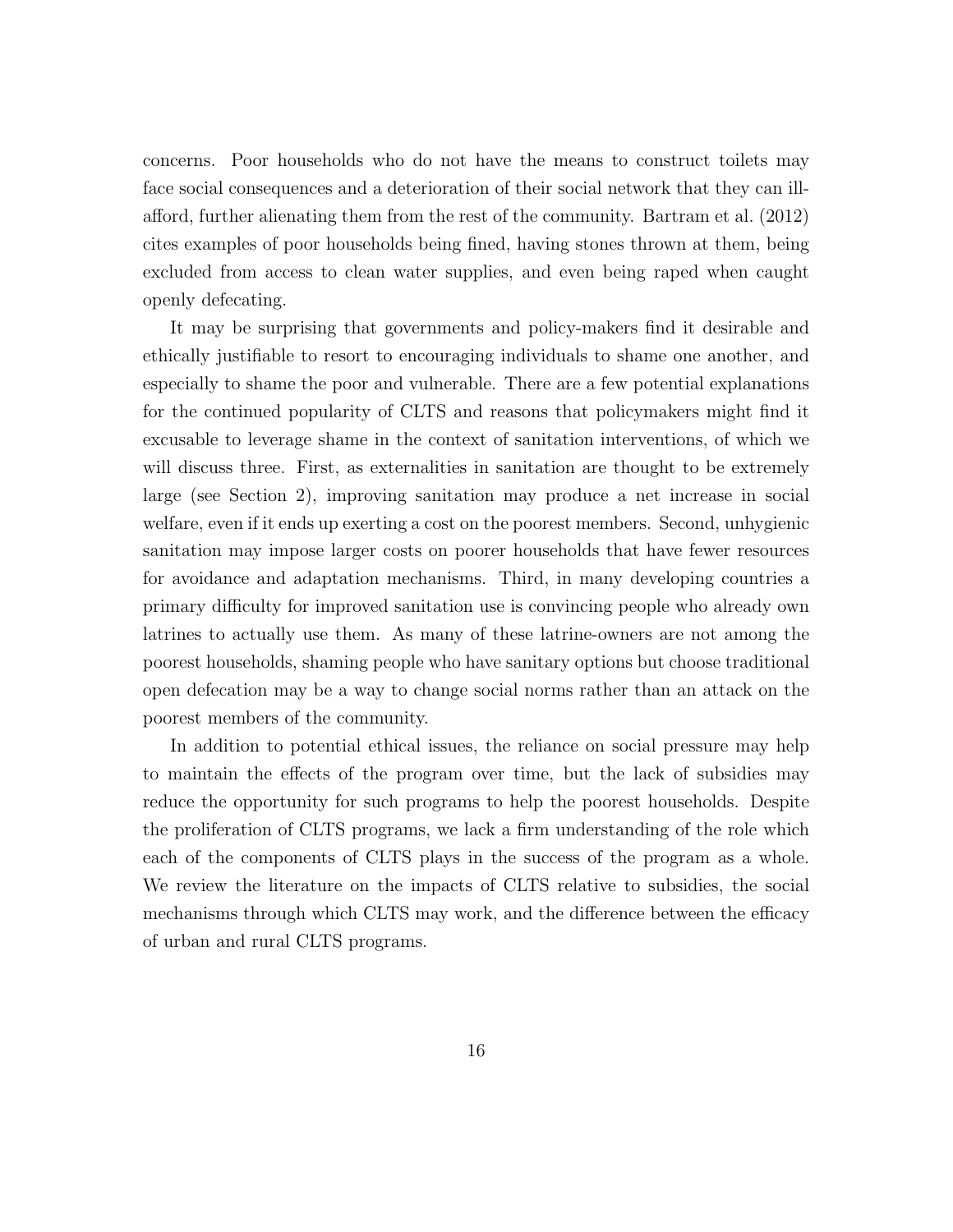concerns. Poor households who do not have the means to construct toilets may face social consequences and a deterioration of their social network that they can ill-afford, further alienating them from the rest of the community. Bartram et al. (2012) cites examples of poor households being fined, having stones thrown at them, being excluded from access to clean water supplies, and even being raped when caught openly defecating.

It may be surprising that governments and policy-makers find it desirable and ethically justifiable to resort to encouraging individuals to shame one another, and especially to shame the poor and vulnerable. There are a few potential explanations for the continued popularity of CLTS and reasons that policymakers might find it excusable to leverage shame in the context of sanitation interventions, of which we will discuss three. First, as externalities in sanitation are thought to be extremely large (see Section 2), improving sanitation may produce a net increase in social welfare, even if it ends up exerting a cost on the poorest members. Second, unhygienic sanitation may impose larger costs on poorer households that have fewer resources for avoidance and adaptation mechanisms. Third, in many developing countries a primary difficulty for improved sanitation use is convincing people who already own latrines to actually use them. As many of these latrine-owners are not among the poorest households, shaming people who have sanitary options but choose traditional open defecation may be a way to change social norms rather than an attack on the poorest members of the community.

In addition to potential ethical issues, the reliance on social pressure may help to maintain the effects of the program over time, but the lack of subsidies may reduce the opportunity for such programs to help the poorest households. Despite the proliferation of CLTS programs, we lack a firm understanding of the role which each of the components of CLTS plays in the success of the program as a whole. We review the literature on the impacts of CLTS relative to subsidies, the social mechanisms through which CLTS may work, and the difference between the efficacy of urban and rural CLTS programs.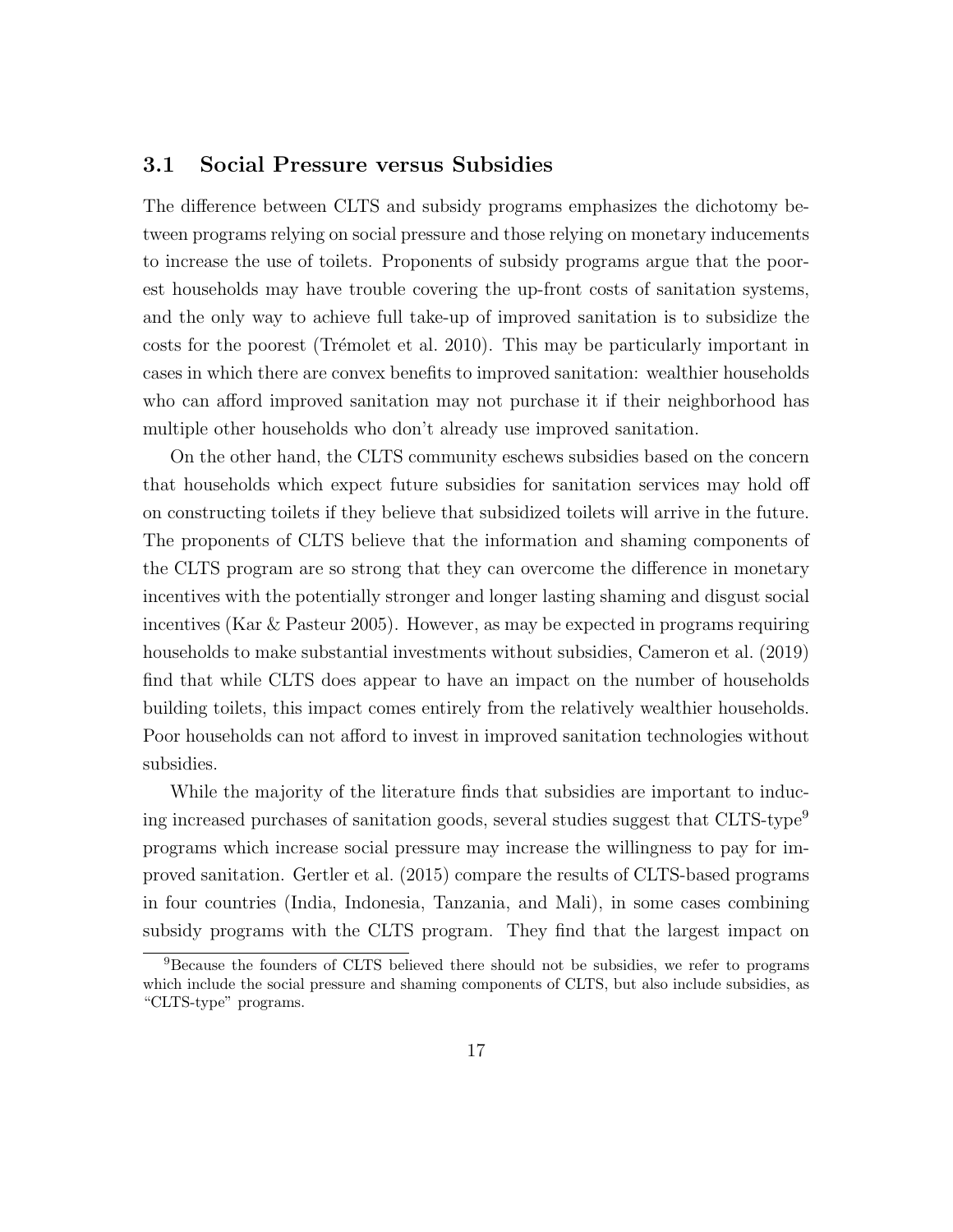### 3.1 Social Pressure versus Subsidies

The difference between CLTS and subsidy programs emphasizes the dichotomy between programs relying on social pressure and those relying on monetary inducements to increase the use of toilets. Proponents of subsidy programs argue that the poorest households may have trouble covering the up-front costs of sanitation systems, and the only way to achieve full take-up of improved sanitation is to subsidize the costs for the poorest (Trémolet et al. 2010). This may be particularly important in cases in which there are convex benefits to improved sanitation: wealthier households who can afford improved sanitation may not purchase it if their neighborhood has multiple other households who don't already use improved sanitation.

On the other hand, the CLTS community eschews subsidies based on the concern that households which expect future subsidies for sanitation services may hold off on constructing toilets if they believe that subsidized toilets will arrive in the future. The proponents of CLTS believe that the information and shaming components of the CLTS program are so strong that they can overcome the difference in monetary incentives with the potentially stronger and longer lasting shaming and disgust social incentives (Kar & Pasteur 2005). However, as may be expected in programs requiring households to make substantial investments without subsidies, Cameron et al. (2019) find that while CLTS does appear to have an impact on the number of households building toilets, this impact comes entirely from the relatively wealthier households. Poor households can not afford to invest in improved sanitation technologies without subsidies.

While the majority of the literature finds that subsidies are important to inducing increased purchases of sanitation goods, several studies suggest that CLTS-type[9] programs which increase social pressure may increase the willingness to pay for improved sanitation. Gertler et al. (2015) compare the results of CLTS-based programs in four countries (India, Indonesia, Tanzania, and Mali), in some cases combining subsidy programs with the CLTS program. They find that the largest impact on

[9]Because the founders of CLTS believed there should not be subsidies, we refer to programs which include the social pressure and shaming components of CLTS, but also include subsidies, as "CLTS-type" programs.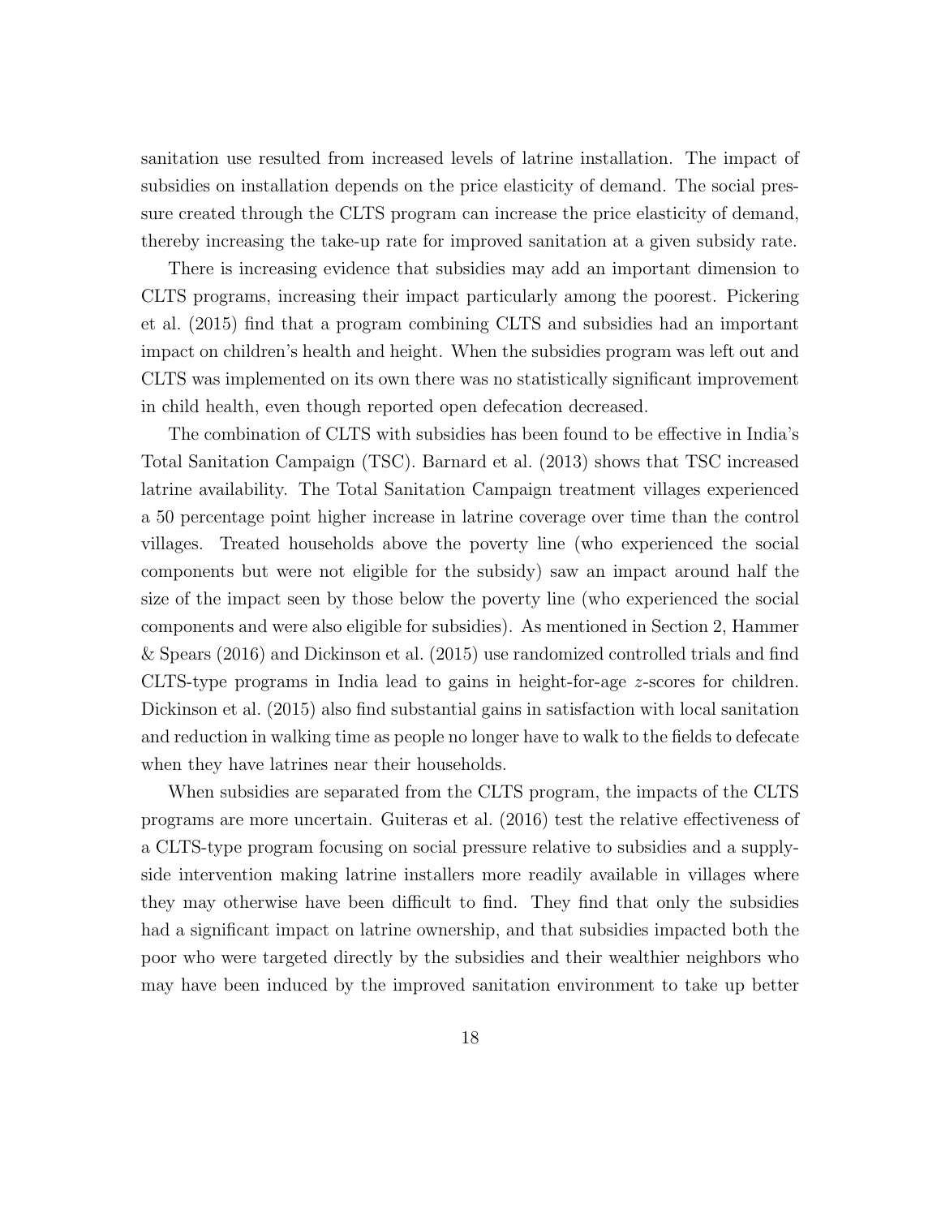sanitation use resulted from increased levels of latrine installation. The impact of subsidies on installation depends on the price elasticity of demand. The social pressure created through the CLTS program can increase the price elasticity of demand, thereby increasing the take-up rate for improved sanitation at a given subsidy rate.

There is increasing evidence that subsidies may add an important dimension to CLTS programs, increasing their impact particularly among the poorest. Pickering et al. (2015) find that a program combining CLTS and subsidies had an important impact on children's health and height. When the subsidies program was left out and CLTS was implemented on its own there was no statistically significant improvement in child health, even though reported open defecation decreased.

The combination of CLTS with subsidies has been found to be effective in India's Total Sanitation Campaign (TSC). Barnard et al. (2013) shows that TSC increased latrine availability. The Total Sanitation Campaign treatment villages experienced a 50 percentage point higher increase in latrine coverage over time than the control villages. Treated households above the poverty line (who experienced the social components but were not eligible for the subsidy) saw an impact around half the size of the impact seen by those below the poverty line (who experienced the social components and were also eligible for subsidies). As mentioned in Section 2, Hammer & Spears (2016) and Dickinson et al. (2015) use randomized controlled trials and find CLTS-type programs in India lead to gains in height-for-age $z$-scores for children. Dickinson et al. (2015) also find substantial gains in satisfaction with local sanitation and reduction in walking time as people no longer have to walk to the fields to defecate when they have latrines near their households.

When subsidies are separated from the CLTS program, the impacts of the CLTS programs are more uncertain. Guiteras et al. (2016) test the relative effectiveness of a CLTS-type program focusing on social pressure relative to subsidies and a supply-side intervention making latrine installers more readily available in villages where they may otherwise have been difficult to find. They find that only the subsidies had a significant impact on latrine ownership, and that subsidies impacted both the poor who were targeted directly by the subsidies and their wealthier neighbors who may have been induced by the improved sanitation environment to take up better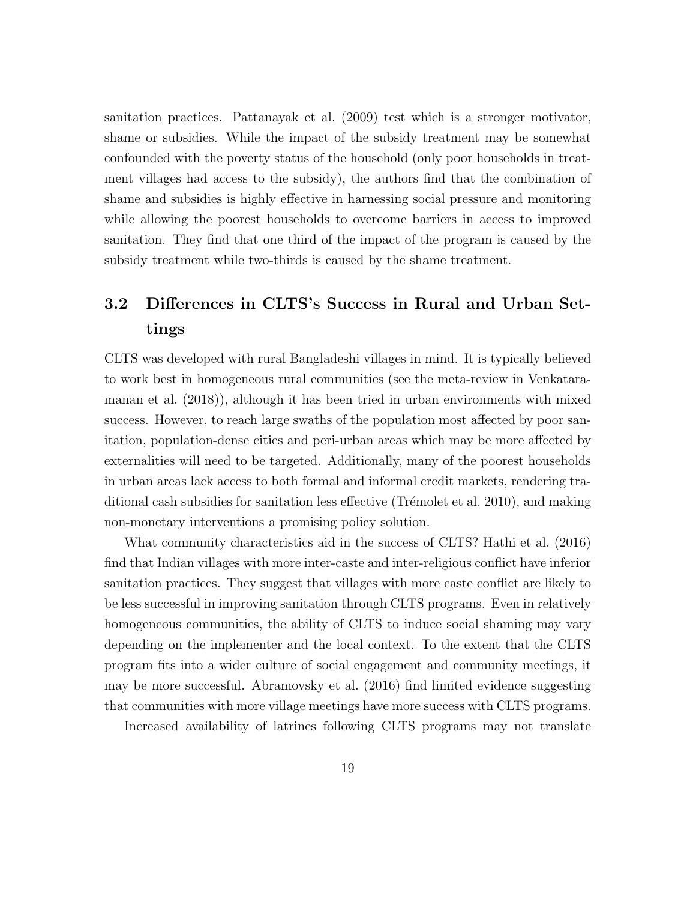sanitation practices. Pattanayak et al. (2009) test which is a stronger motivator, shame or subsidies. While the impact of the subsidy treatment may be somewhat confounded with the poverty status of the household (only poor households in treatment villages had access to the subsidy), the authors find that the combination of shame and subsidies is highly effective in harnessing social pressure and monitoring while allowing the poorest households to overcome barriers in access to improved sanitation. They find that one third of the impact of the program is caused by the subsidy treatment while two-thirds is caused by the shame treatment.

## 3.2 Differences in CLTS's Success in Rural and Urban Settings

CLTS was developed with rural Bangladeshi villages in mind. It is typically believed to work best in homogeneous rural communities (see the meta-review in Venkataramanan et al. (2018)), although it has been tried in urban environments with mixed success. However, to reach large swaths of the population most affected by poor sanitation, population-dense cities and peri-urban areas which may be more affected by externalities will need to be targeted. Additionally, many of the poorest households in urban areas lack access to both formal and informal credit markets, rendering traditional cash subsidies for sanitation less effective (Trémolet et al. 2010), and making non-monetary interventions a promising policy solution.

What community characteristics aid in the success of CLTS? Hathi et al. (2016) find that Indian villages with more inter-caste and inter-religious conflict have inferior sanitation practices. They suggest that villages with more caste conflict are likely to be less successful in improving sanitation through CLTS programs. Even in relatively homogeneous communities, the ability of CLTS to induce social shaming may vary depending on the implementer and the local context. To the extent that the CLTS program fits into a wider culture of social engagement and community meetings, it may be more successful. Abramovsky et al. (2016) find limited evidence suggesting that communities with more village meetings have more success with CLTS programs.

Increased availability of latrines following CLTS programs may not translate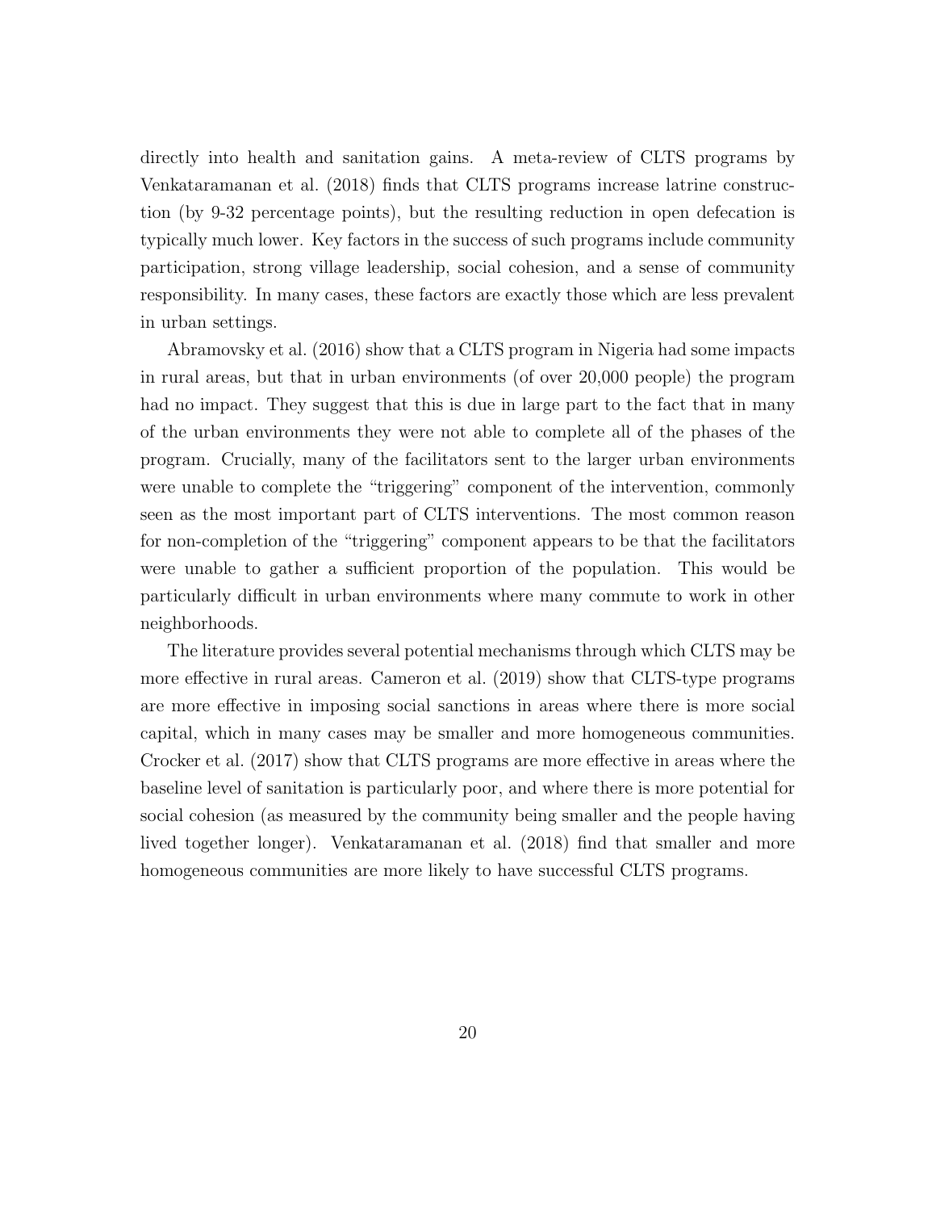directly into health and sanitation gains. A meta-review of CLTS programs by Venkataramanan et al. (2018) finds that CLTS programs increase latrine construction (by 9-32 percentage points), but the resulting reduction in open defecation is typically much lower. Key factors in the success of such programs include community participation, strong village leadership, social cohesion, and a sense of community responsibility. In many cases, these factors are exactly those which are less prevalent in urban settings.

Abramovsky et al. (2016) show that a CLTS program in Nigeria had some impacts in rural areas, but that in urban environments (of over 20,000 people) the program had no impact. They suggest that this is due in large part to the fact that in many of the urban environments they were not able to complete all of the phases of the program. Crucially, many of the facilitators sent to the larger urban environments were unable to complete the "triggering" component of the intervention, commonly seen as the most important part of CLTS interventions. The most common reason for non-completion of the "triggering" component appears to be that the facilitators were unable to gather a sufficient proportion of the population. This would be particularly difficult in urban environments where many commute to work in other neighborhoods.

The literature provides several potential mechanisms through which CLTS may be more effective in rural areas. Cameron et al. (2019) show that CLTS-type programs are more effective in imposing social sanctions in areas where there is more social capital, which in many cases may be smaller and more homogeneous communities. Crocker et al. (2017) show that CLTS programs are more effective in areas where the baseline level of sanitation is particularly poor, and where there is more potential for social cohesion (as measured by the community being smaller and the people having lived together longer). Venkataramanan et al. (2018) find that smaller and more homogeneous communities are more likely to have successful CLTS programs.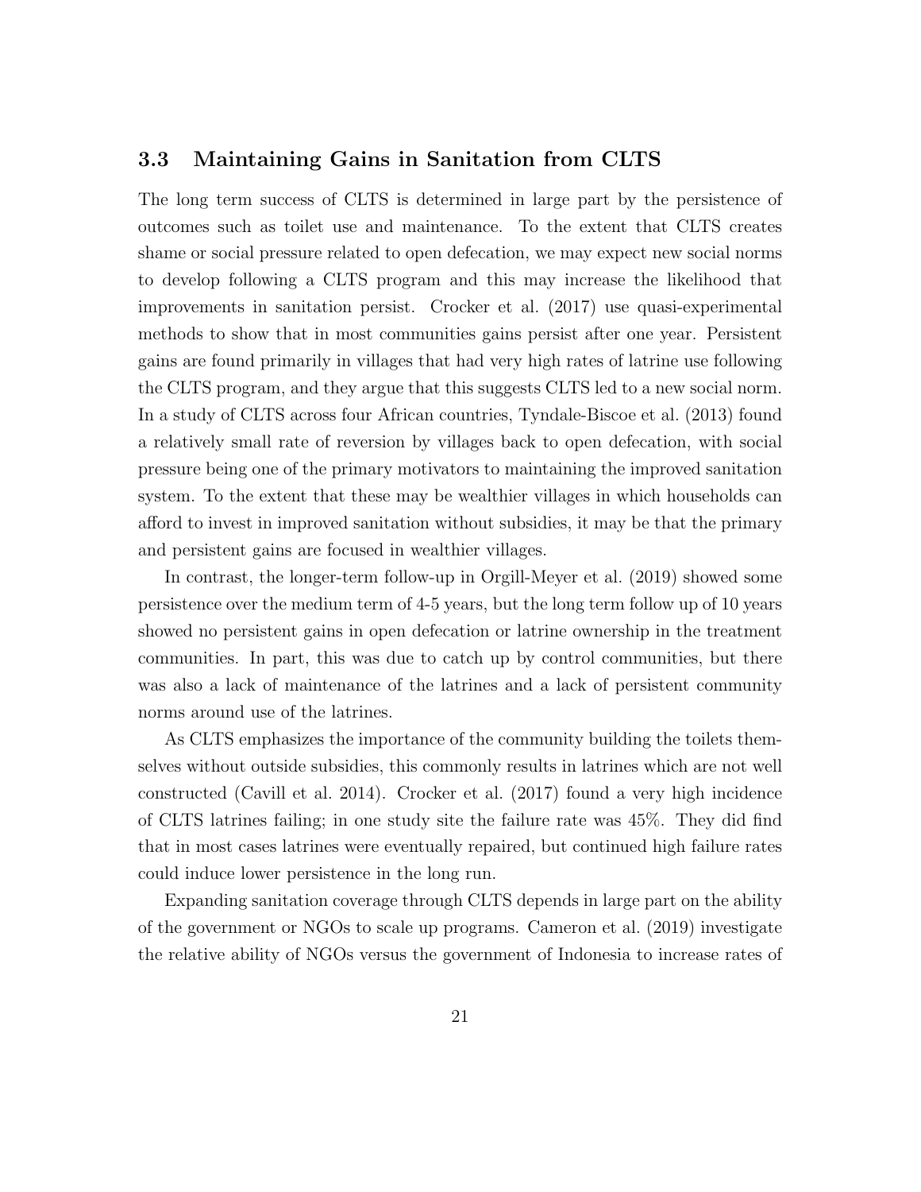### 3.3 Maintaining Gains in Sanitation from CLTS

The long term success of CLTS is determined in large part by the persistence of outcomes such as toilet use and maintenance. To the extent that CLTS creates shame or social pressure related to open defecation, we may expect new social norms to develop following a CLTS program and this may increase the likelihood that improvements in sanitation persist. Crocker et al. (2017) use quasi-experimental methods to show that in most communities gains persist after one year. Persistent gains are found primarily in villages that had very high rates of latrine use following the CLTS program, and they argue that this suggests CLTS led to a new social norm. In a study of CLTS across four African countries, Tyndale-Biscoe et al. (2013) found a relatively small rate of reversion by villages back to open defecation, with social pressure being one of the primary motivators to maintaining the improved sanitation system. To the extent that these may be wealthier villages in which households can afford to invest in improved sanitation without subsidies, it may be that the primary and persistent gains are focused in wealthier villages.

In contrast, the longer-term follow-up in Orgill-Meyer et al. (2019) showed some persistence over the medium term of 4-5 years, but the long term follow up of 10 years showed no persistent gains in open defecation or latrine ownership in the treatment communities. In part, this was due to catch up by control communities, but there was also a lack of maintenance of the latrines and a lack of persistent community norms around use of the latrines.

As CLTS emphasizes the importance of the community building the toilets themselves without outside subsidies, this commonly results in latrines which are not well constructed (Cavill et al. 2014). Crocker et al. (2017) found a very high incidence of CLTS latrines failing; in one study site the failure rate was 45%. They did find that in most cases latrines were eventually repaired, but continued high failure rates could induce lower persistence in the long run.

Expanding sanitation coverage through CLTS depends in large part on the ability of the government or NGOs to scale up programs. Cameron et al. (2019) investigate the relative ability of NGOs versus the government of Indonesia to increase rates of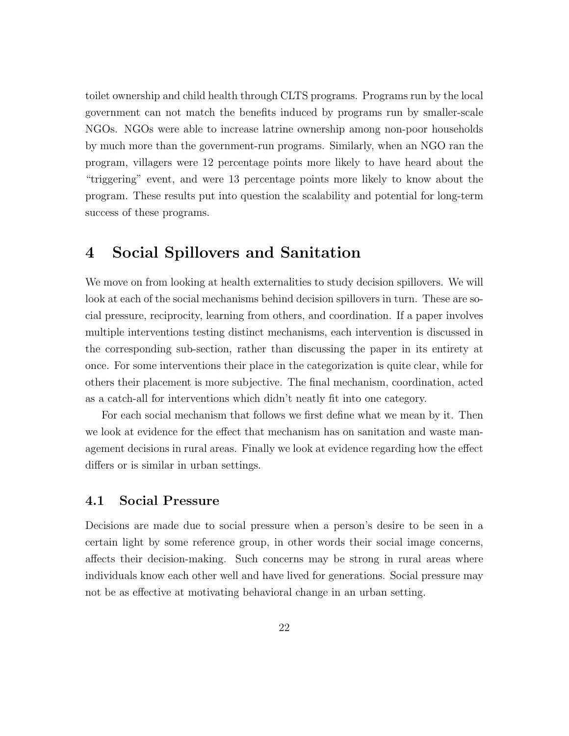toilet ownership and child health through CLTS programs. Programs run by the local government can not match the benefits induced by programs run by smaller-scale NGOs. NGOs were able to increase latrine ownership among non-poor households by much more than the government-run programs. Similarly, when an NGO ran the program, villagers were 12 percentage points more likely to have heard about the "triggering" event, and were 13 percentage points more likely to know about the program. These results put into question the scalability and potential for long-term success of these programs.

# 4 Social Spillovers and Sanitation

We move on from looking at health externalities to study decision spillovers. We will look at each of the social mechanisms behind decision spillovers in turn. These are social pressure, reciprocity, learning from others, and coordination. If a paper involves multiple interventions testing distinct mechanisms, each intervention is discussed in the corresponding sub-section, rather than discussing the paper in its entirety at once. For some interventions their place in the categorization is quite clear, while for others their placement is more subjective. The final mechanism, coordination, acted as a catch-all for interventions which didn't neatly fit into one category.

For each social mechanism that follows we first define what we mean by it. Then we look at evidence for the effect that mechanism has on sanitation and waste management decisions in rural areas. Finally we look at evidence regarding how the effect differs or is similar in urban settings.

## 4.1 Social Pressure

Decisions are made due to social pressure when a person's desire to be seen in a certain light by some reference group, in other words their social image concerns, affects their decision-making. Such concerns may be strong in rural areas where individuals know each other well and have lived for generations. Social pressure may not be as effective at motivating behavioral change in an urban setting.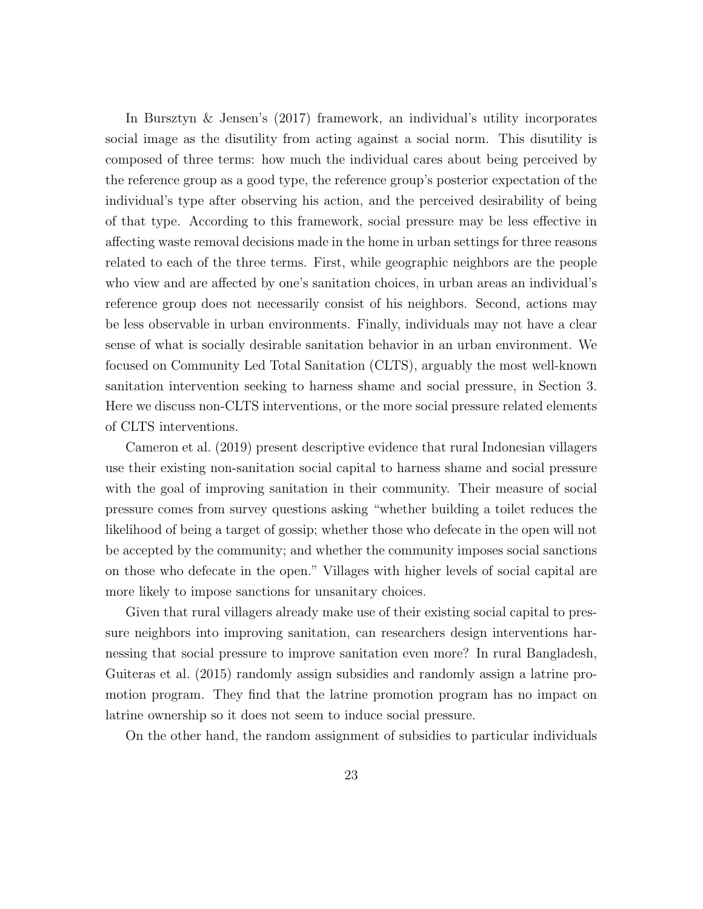In Bursztyn & Jensen's (2017) framework, an individual's utility incorporates social image as the disutility from acting against a social norm. This disutility is composed of three terms: how much the individual cares about being perceived by the reference group as a good type, the reference group's posterior expectation of the individual's type after observing his action, and the perceived desirability of being of that type. According to this framework, social pressure may be less effective in affecting waste removal decisions made in the home in urban settings for three reasons related to each of the three terms. First, while geographic neighbors are the people who view and are affected by one's sanitation choices, in urban areas an individual's reference group does not necessarily consist of his neighbors. Second, actions may be less observable in urban environments. Finally, individuals may not have a clear sense of what is socially desirable sanitation behavior in an urban environment. We focused on Community Led Total Sanitation (CLTS), arguably the most well-known sanitation intervention seeking to harness shame and social pressure, in Section 3. Here we discuss non-CLTS interventions, or the more social pressure related elements of CLTS interventions.

Cameron et al. (2019) present descriptive evidence that rural Indonesian villagers use their existing non-sanitation social capital to harness shame and social pressure with the goal of improving sanitation in their community. Their measure of social pressure comes from survey questions asking "whether building a toilet reduces the likelihood of being a target of gossip; whether those who defecate in the open will not be accepted by the community; and whether the community imposes social sanctions on those who defecate in the open." Villages with higher levels of social capital are more likely to impose sanctions for unsanitary choices.

Given that rural villagers already make use of their existing social capital to pressure neighbors into improving sanitation, can researchers design interventions harnessing that social pressure to improve sanitation even more? In rural Bangladesh, Guiteras et al. (2015) randomly assign subsidies and randomly assign a latrine promotion program. They find that the latrine promotion program has no impact on latrine ownership so it does not seem to induce social pressure.

On the other hand, the random assignment of subsidies to particular individuals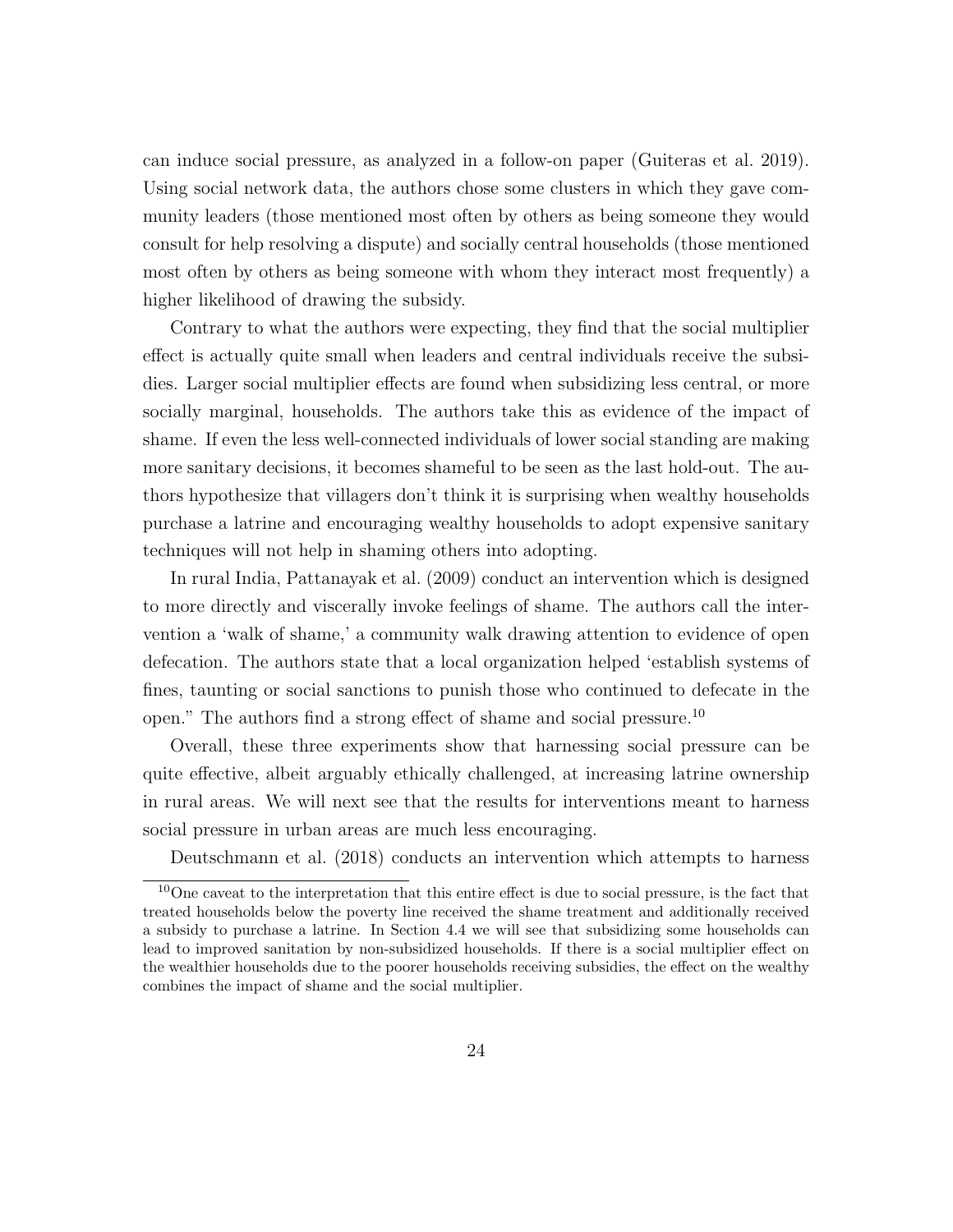can induce social pressure, as analyzed in a follow-on paper (Guiteras et al. 2019). Using social network data, the authors chose some clusters in which they gave community leaders (those mentioned most often by others as being someone they would consult for help resolving a dispute) and socially central households (those mentioned most often by others as being someone with whom they interact most frequently) a higher likelihood of drawing the subsidy.

Contrary to what the authors were expecting, they find that the social multiplier effect is actually quite small when leaders and central individuals receive the subsidies. Larger social multiplier effects are found when subsidizing less central, or more socially marginal, households. The authors take this as evidence of the impact of shame. If even the less well-connected individuals of lower social standing are making more sanitary decisions, it becomes shameful to be seen as the last hold-out. The authors hypothesize that villagers don't think it is surprising when wealthy households purchase a latrine and encouraging wealthy households to adopt expensive sanitary techniques will not help in shaming others into adopting.

In rural India, Pattanayak et al. (2009) conduct an intervention which is designed to more directly and viscerally invoke feelings of shame. The authors call the intervention a 'walk of shame,' a community walk drawing attention to evidence of open defecation. The authors state that a local organization helped 'establish systems of fines, taunting or social sanctions to punish those who continued to defecate in the open." The authors find a strong effect of shame and social pressure.[10]

Overall, these three experiments show that harnessing social pressure can be quite effective, albeit arguably ethically challenged, at increasing latrine ownership in rural areas. We will next see that the results for interventions meant to harness social pressure in urban areas are much less encouraging.

Deutschmann et al. (2018) conducts an intervention which attempts to harness

[10] One caveat to the interpretation that this entire effect is due to social pressure, is the fact that treated households below the poverty line received the shame treatment and additionally received a subsidy to purchase a latrine. In Section 4.4 we will see that subsidizing some households can lead to improved sanitation by non-subsidized households. If there is a social multiplier effect on the wealthier households due to the poorer households receiving subsidies, the effect on the wealthy combines the impact of shame and the social multiplier.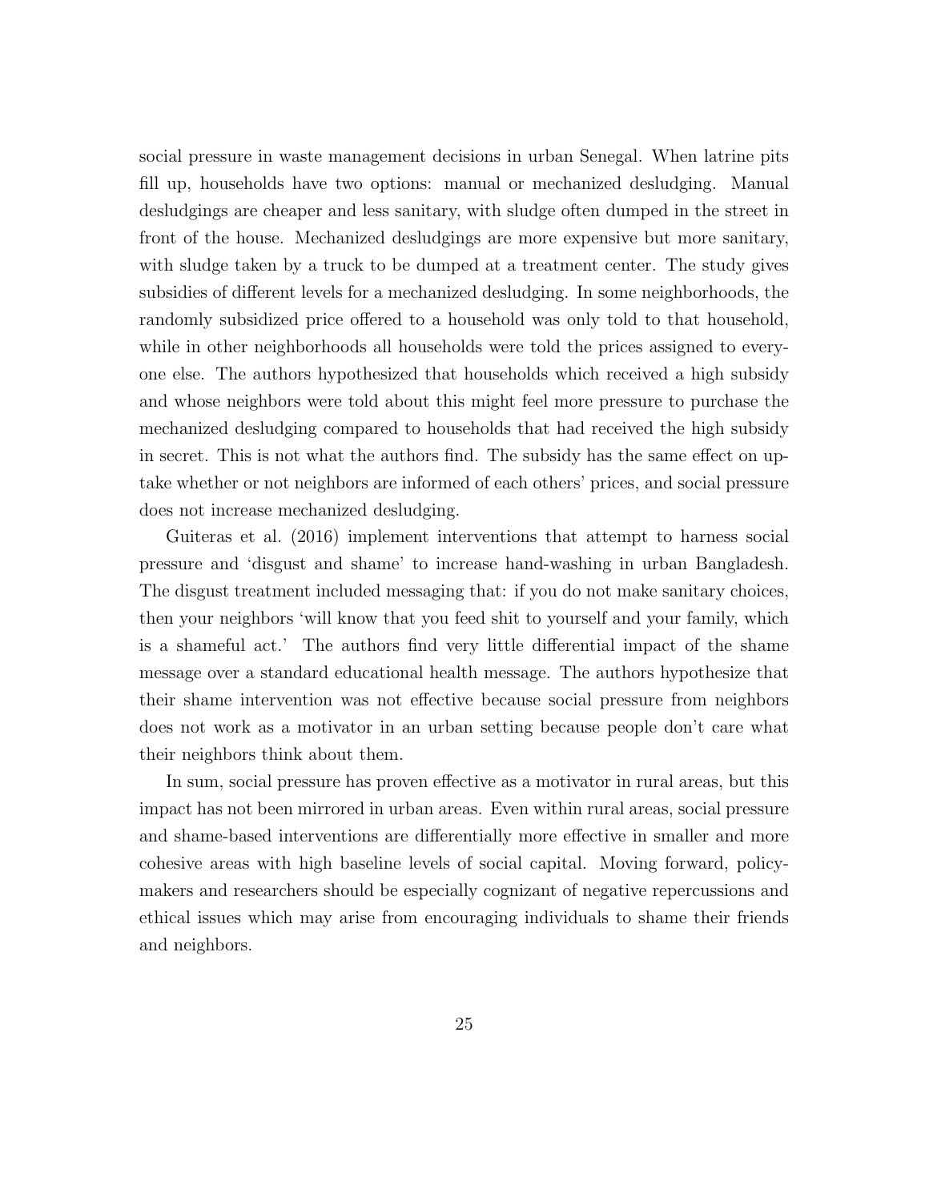social pressure in waste management decisions in urban Senegal. When latrine pits fill up, households have two options: manual or mechanized desludging. Manual desludgings are cheaper and less sanitary, with sludge often dumped in the street in front of the house. Mechanized desludgings are more expensive but more sanitary, with sludge taken by a truck to be dumped at a treatment center. The study gives subsidies of different levels for a mechanized desludging. In some neighborhoods, the randomly subsidized price offered to a household was only told to that household, while in other neighborhoods all households were told the prices assigned to everyone else. The authors hypothesized that households which received a high subsidy and whose neighbors were told about this might feel more pressure to purchase the mechanized desludging compared to households that had received the high subsidy in secret. This is not what the authors find. The subsidy has the same effect on uptake whether or not neighbors are informed of each others' prices, and social pressure does not increase mechanized desludging.

Guiteras et al. (2016) implement interventions that attempt to harness social pressure and 'disgust and shame' to increase hand-washing in urban Bangladesh. The disgust treatment included messaging that: if you do not make sanitary choices, then your neighbors 'will know that you feed shit to yourself and your family, which is a shameful act.' The authors find very little differential impact of the shame message over a standard educational health message. The authors hypothesize that their shame intervention was not effective because social pressure from neighbors does not work as a motivator in an urban setting because people don't care what their neighbors think about them.

In sum, social pressure has proven effective as a motivator in rural areas, but this impact has not been mirrored in urban areas. Even within rural areas, social pressure and shame-based interventions are differentially more effective in smaller and more cohesive areas with high baseline levels of social capital. Moving forward, policy-makers and researchers should be especially cognizant of negative repercussions and ethical issues which may arise from encouraging individuals to shame their friends and neighbors.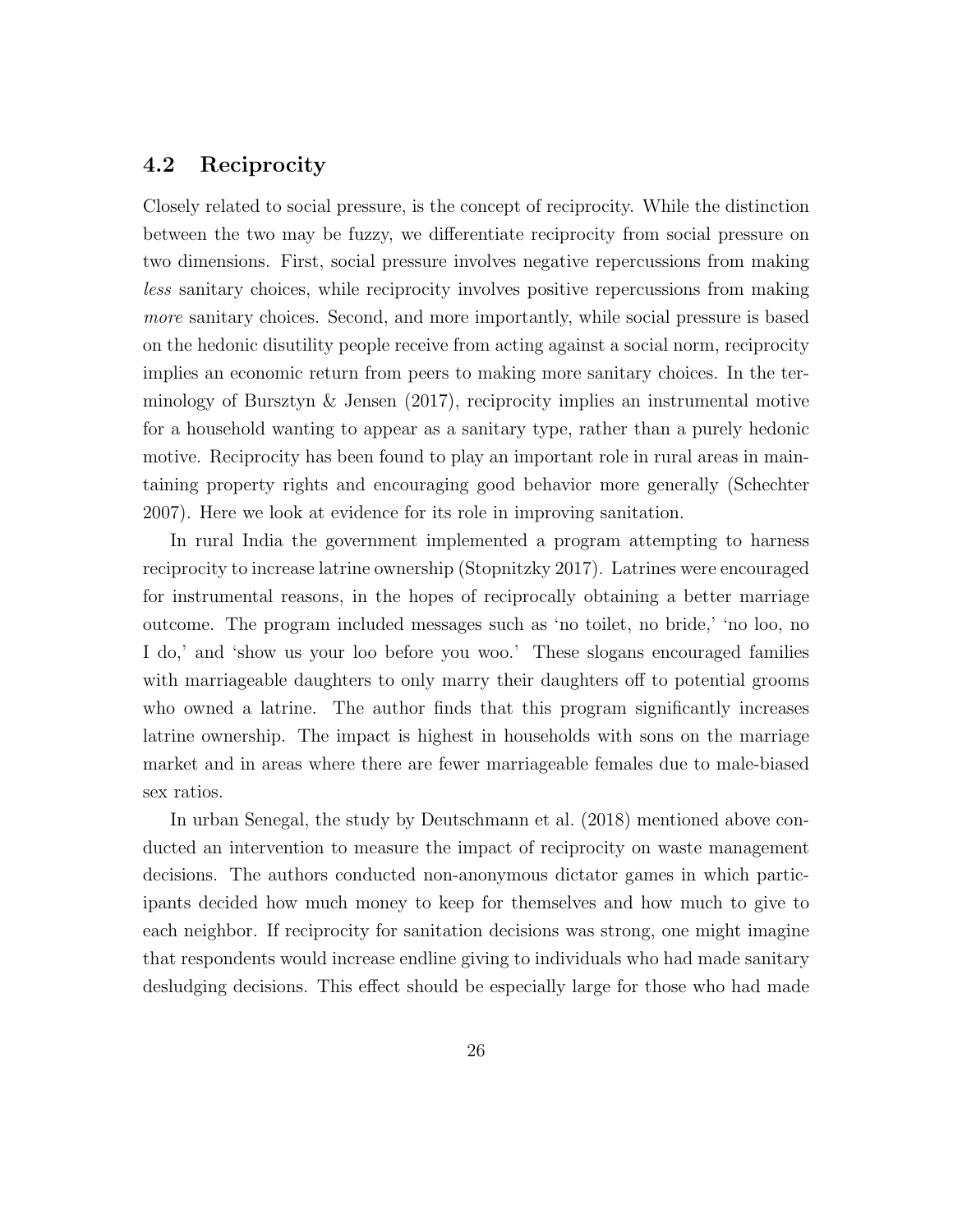## 4.2 Reciprocity

Closely related to social pressure, is the concept of reciprocity. While the distinction between the two may be fuzzy, we differentiate reciprocity from social pressure on two dimensions. First, social pressure involves negative repercussions from making *less* sanitary choices, while reciprocity involves positive repercussions from making *more* sanitary choices. Second, and more importantly, while social pressure is based on the hedonic disutility people receive from acting against a social norm, reciprocity implies an economic return from peers to making more sanitary choices. In the terminology of Bursztyn & Jensen (2017), reciprocity implies an instrumental motive for a household wanting to appear as a sanitary type, rather than a purely hedonic motive. Reciprocity has been found to play an important role in rural areas in maintaining property rights and encouraging good behavior more generally (Schechter 2007). Here we look at evidence for its role in improving sanitation.

In rural India the government implemented a program attempting to harness reciprocity to increase latrine ownership (Stopnitzky 2017). Latrines were encouraged for instrumental reasons, in the hopes of reciprocally obtaining a better marriage outcome. The program included messages such as 'no toilet, no bride,' 'no loo, no I do,' and 'show us your loo before you woo.' These slogans encouraged families with marriageable daughters to only marry their daughters off to potential grooms who owned a latrine. The author finds that this program significantly increases latrine ownership. The impact is highest in households with sons on the marriage market and in areas where there are fewer marriageable females due to male-biased sex ratios.

In urban Senegal, the study by Deutschmann et al. (2018) mentioned above conducted an intervention to measure the impact of reciprocity on waste management decisions. The authors conducted non-anonymous dictator games in which participants decided how much money to keep for themselves and how much to give to each neighbor. If reciprocity for sanitation decisions was strong, one might imagine that respondents would increase endline giving to individuals who had made sanitary desludging decisions. This effect should be especially large for those who had made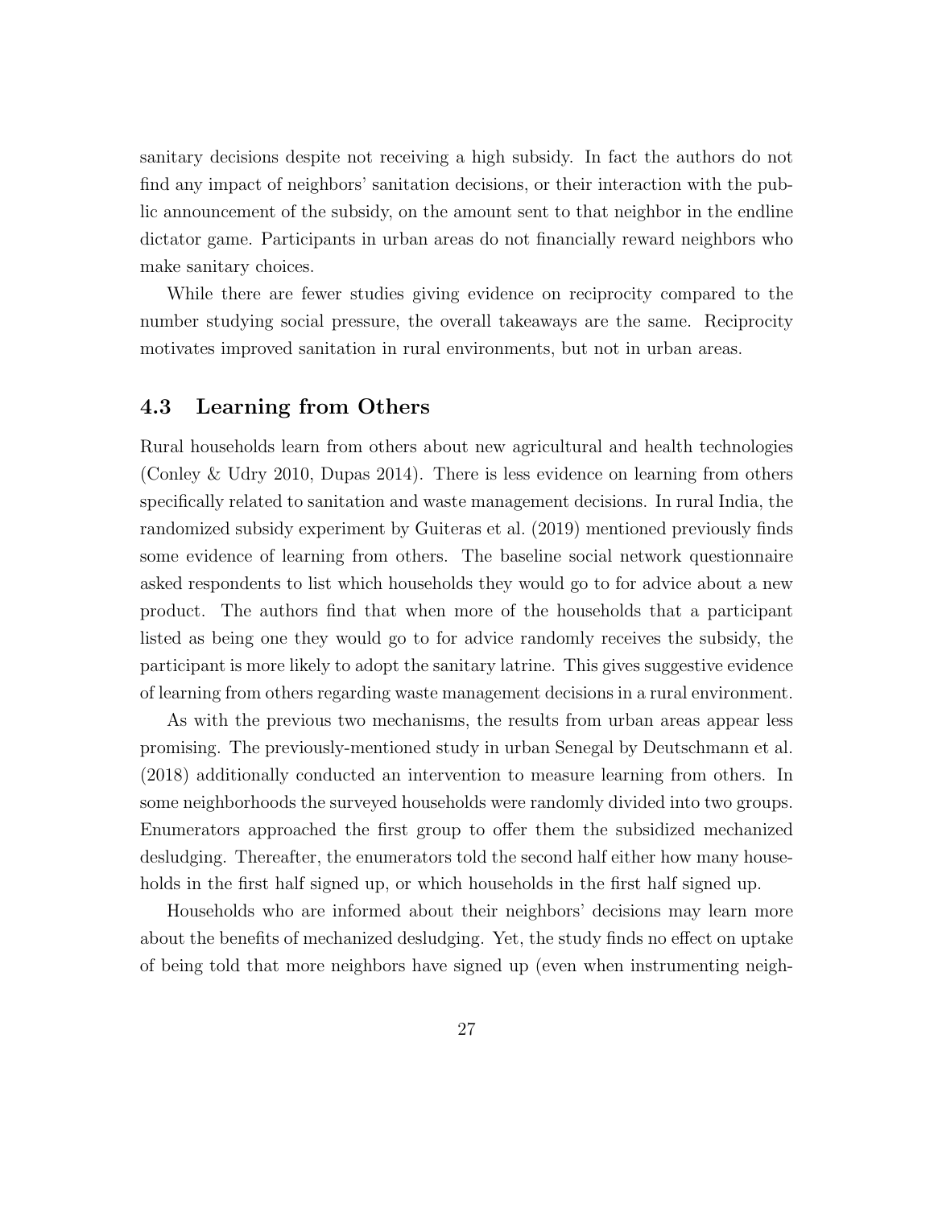sanitary decisions despite not receiving a high subsidy. In fact the authors do not find any impact of neighbors' sanitation decisions, or their interaction with the public announcement of the subsidy, on the amount sent to that neighbor in the endline dictator game. Participants in urban areas do not financially reward neighbors who make sanitary choices.

While there are fewer studies giving evidence on reciprocity compared to the number studying social pressure, the overall takeaways are the same. Reciprocity motivates improved sanitation in rural environments, but not in urban areas.

### 4.3 Learning from Others

Rural households learn from others about new agricultural and health technologies (Conley & Udry 2010, Dupas 2014). There is less evidence on learning from others specifically related to sanitation and waste management decisions. In rural India, the randomized subsidy experiment by Guiteras et al. (2019) mentioned previously finds some evidence of learning from others. The baseline social network questionnaire asked respondents to list which households they would go to for advice about a new product. The authors find that when more of the households that a participant listed as being one they would go to for advice randomly receives the subsidy, the participant is more likely to adopt the sanitary latrine. This gives suggestive evidence of learning from others regarding waste management decisions in a rural environment.

As with the previous two mechanisms, the results from urban areas appear less promising. The previously-mentioned study in urban Senegal by Deutschmann et al. (2018) additionally conducted an intervention to measure learning from others. In some neighborhoods the surveyed households were randomly divided into two groups. Enumerators approached the first group to offer them the subsidized mechanized desludging. Thereafter, the enumerators told the second half either how many households in the first half signed up, or which households in the first half signed up.

Households who are informed about their neighbors' decisions may learn more about the benefits of mechanized desludging. Yet, the study finds no effect on uptake of being told that more neighbors have signed up (even when instrumenting neigh-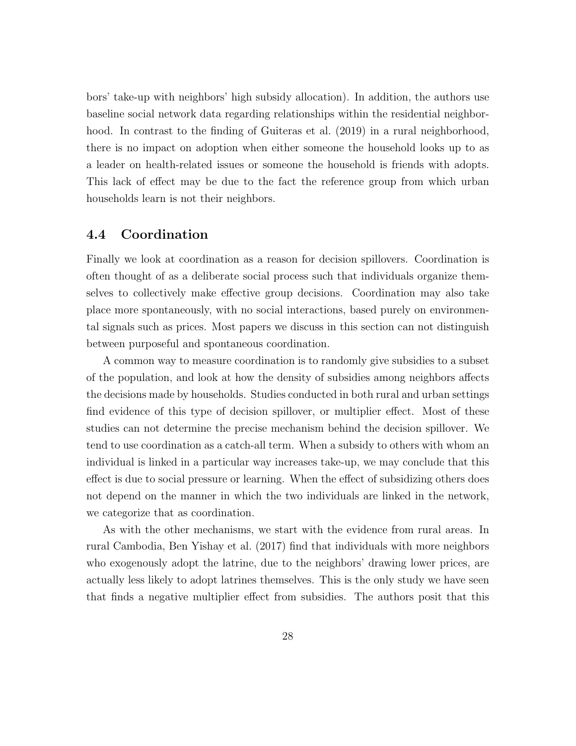bors' take-up with neighbors' high subsidy allocation). In addition, the authors use baseline social network data regarding relationships within the residential neighborhood. In contrast to the finding of Guiteras et al. (2019) in a rural neighborhood, there is no impact on adoption when either someone the household looks up to as a leader on health-related issues or someone the household is friends with adopts. This lack of effect may be due to the fact the reference group from which urban households learn is not their neighbors.

### 4.4 Coordination

Finally we look at coordination as a reason for decision spillovers. Coordination is often thought of as a deliberate social process such that individuals organize themselves to collectively make effective group decisions. Coordination may also take place more spontaneously, with no social interactions, based purely on environmental signals such as prices. Most papers we discuss in this section can not distinguish between purposeful and spontaneous coordination.

A common way to measure coordination is to randomly give subsidies to a subset of the population, and look at how the density of subsidies among neighbors affects the decisions made by households. Studies conducted in both rural and urban settings find evidence of this type of decision spillover, or multiplier effect. Most of these studies can not determine the precise mechanism behind the decision spillover. We tend to use coordination as a catch-all term. When a subsidy to others with whom an individual is linked in a particular way increases take-up, we may conclude that this effect is due to social pressure or learning. When the effect of subsidizing others does not depend on the manner in which the two individuals are linked in the network, we categorize that as coordination.

As with the other mechanisms, we start with the evidence from rural areas. In rural Cambodia, Ben Yishay et al. (2017) find that individuals with more neighbors who exogenously adopt the latrine, due to the neighbors' drawing lower prices, are actually less likely to adopt latrines themselves. This is the only study we have seen that finds a negative multiplier effect from subsidies. The authors posit that this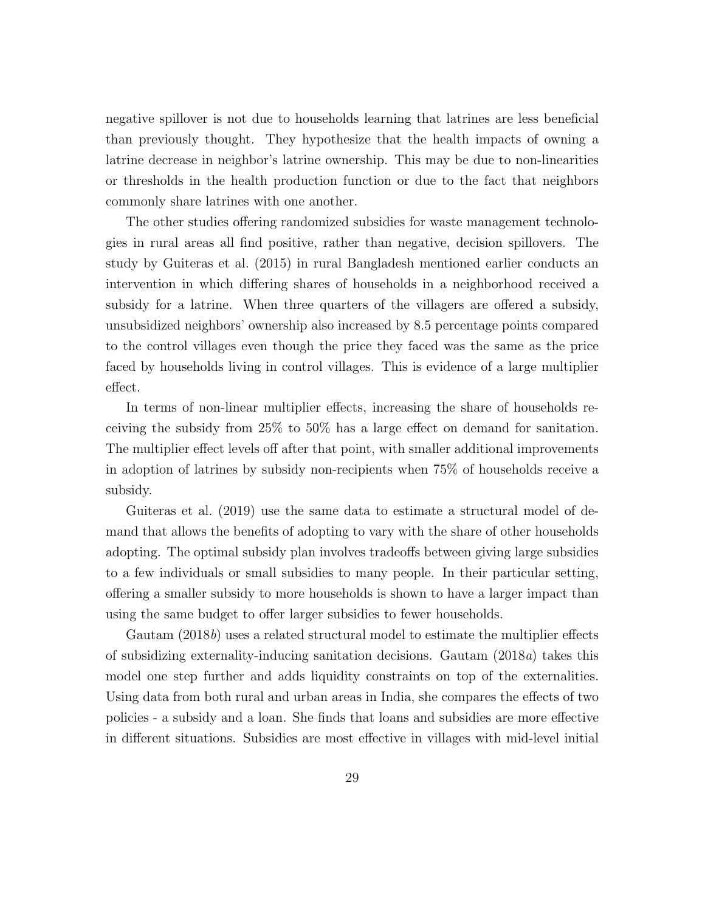negative spillover is not due to households learning that latrines are less beneficial than previously thought. They hypothesize that the health impacts of owning a latrine decrease in neighbor's latrine ownership. This may be due to non-linearities or thresholds in the health production function or due to the fact that neighbors commonly share latrines with one another.

The other studies offering randomized subsidies for waste management technologies in rural areas all find positive, rather than negative, decision spillovers. The study by Guiteras et al. (2015) in rural Bangladesh mentioned earlier conducts an intervention in which differing shares of households in a neighborhood received a subsidy for a latrine. When three quarters of the villagers are offered a subsidy, unsubsidized neighbors' ownership also increased by 8.5 percentage points compared to the control villages even though the price they faced was the same as the price faced by households living in control villages. This is evidence of a large multiplier effect.

In terms of non-linear multiplier effects, increasing the share of households receiving the subsidy from 25% to 50% has a large effect on demand for sanitation. The multiplier effect levels off after that point, with smaller additional improvements in adoption of latrines by subsidy non-recipients when 75% of households receive a subsidy.

Guiteras et al. (2019) use the same data to estimate a structural model of demand that allows the benefits of adopting to vary with the share of other households adopting. The optimal subsidy plan involves tradeoffs between giving large subsidies to a few individuals or small subsidies to many people. In their particular setting, offering a smaller subsidy to more households is shown to have a larger impact than using the same budget to offer larger subsidies to fewer households.

Gautam (2018*b*) uses a related structural model to estimate the multiplier effects of subsidizing externality-inducing sanitation decisions. Gautam (2018*a*) takes this model one step further and adds liquidity constraints on top of the externalities. Using data from both rural and urban areas in India, she compares the effects of two policies - a subsidy and a loan. She finds that loans and subsidies are more effective in different situations. Subsidies are most effective in villages with mid-level initial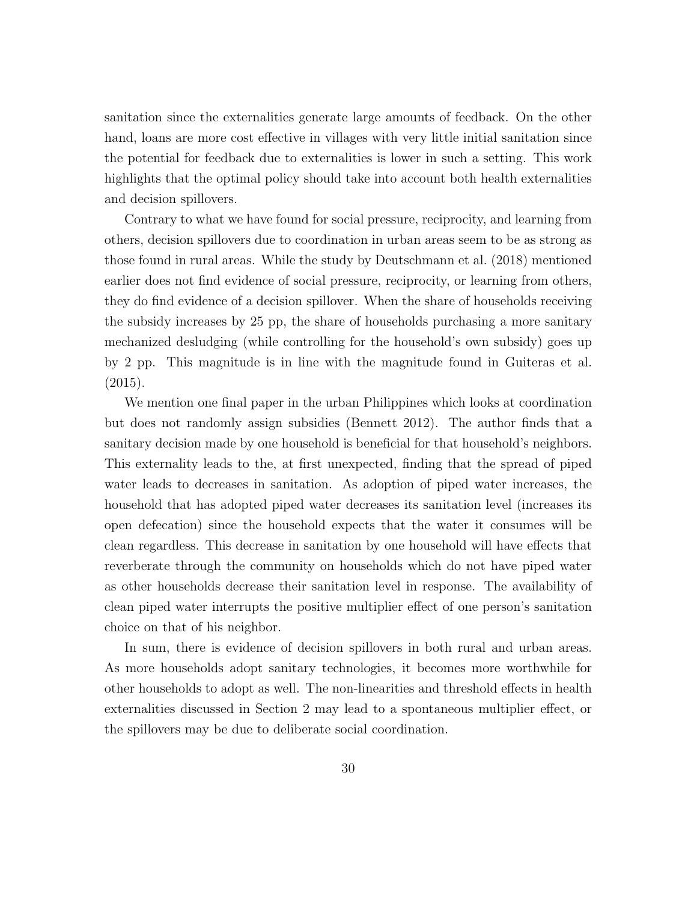sanitation since the externalities generate large amounts of feedback. On the other hand, loans are more cost effective in villages with very little initial sanitation since the potential for feedback due to externalities is lower in such a setting. This work highlights that the optimal policy should take into account both health externalities and decision spillovers.

Contrary to what we have found for social pressure, reciprocity, and learning from others, decision spillovers due to coordination in urban areas seem to be as strong as those found in rural areas. While the study by Deutschmann et al. (2018) mentioned earlier does not find evidence of social pressure, reciprocity, or learning from others, they do find evidence of a decision spillover. When the share of households receiving the subsidy increases by 25 pp, the share of households purchasing a more sanitary mechanized desludging (while controlling for the household's own subsidy) goes up by 2 pp. This magnitude is in line with the magnitude found in Guiteras et al. (2015).

We mention one final paper in the urban Philippines which looks at coordination but does not randomly assign subsidies (Bennett 2012). The author finds that a sanitary decision made by one household is beneficial for that household's neighbors. This externality leads to the, at first unexpected, finding that the spread of piped water leads to decreases in sanitation. As adoption of piped water increases, the household that has adopted piped water decreases its sanitation level (increases its open defecation) since the household expects that the water it consumes will be clean regardless. This decrease in sanitation by one household will have effects that reverberate through the community on households which do not have piped water as other households decrease their sanitation level in response. The availability of clean piped water interrupts the positive multiplier effect of one person's sanitation choice on that of his neighbor.

In sum, there is evidence of decision spillovers in both rural and urban areas. As more households adopt sanitary technologies, it becomes more worthwhile for other households to adopt as well. The non-linearities and threshold effects in health externalities discussed in Section 2 may lead to a spontaneous multiplier effect, or the spillovers may be due to deliberate social coordination.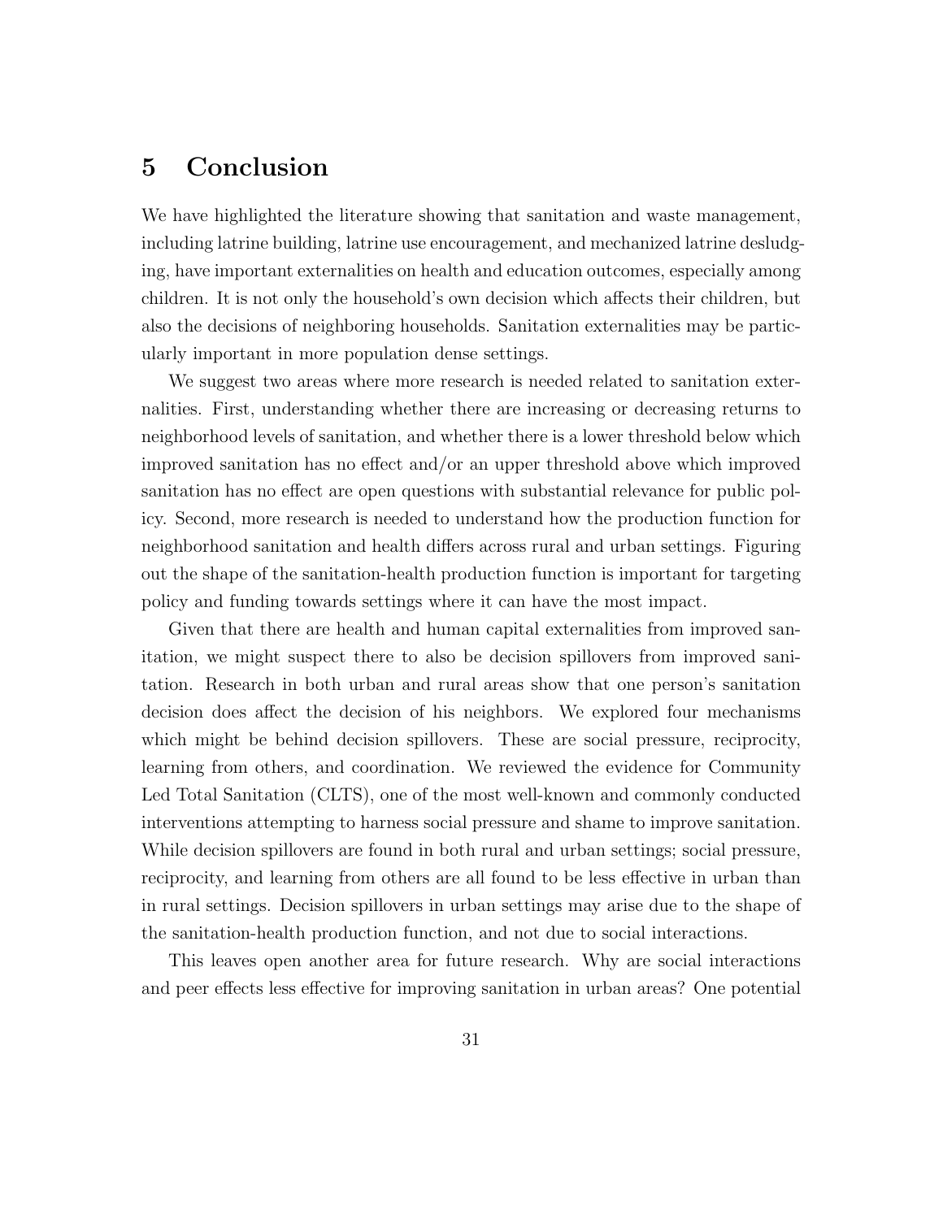# 5 Conclusion

We have highlighted the literature showing that sanitation and waste management, including latrine building, latrine use encouragement, and mechanized latrine desludging, have important externalities on health and education outcomes, especially among children. It is not only the household's own decision which affects their children, but also the decisions of neighboring households. Sanitation externalities may be particularly important in more population dense settings.

We suggest two areas where more research is needed related to sanitation externalities. First, understanding whether there are increasing or decreasing returns to neighborhood levels of sanitation, and whether there is a lower threshold below which improved sanitation has no effect and/or an upper threshold above which improved sanitation has no effect are open questions with substantial relevance for public policy. Second, more research is needed to understand how the production function for neighborhood sanitation and health differs across rural and urban settings. Figuring out the shape of the sanitation-health production function is important for targeting policy and funding towards settings where it can have the most impact.

Given that there are health and human capital externalities from improved sanitation, we might suspect there to also be decision spillovers from improved sanitation. Research in both urban and rural areas show that one person's sanitation decision does affect the decision of his neighbors. We explored four mechanisms which might be behind decision spillovers. These are social pressure, reciprocity, learning from others, and coordination. We reviewed the evidence for Community Led Total Sanitation (CLTS), one of the most well-known and commonly conducted interventions attempting to harness social pressure and shame to improve sanitation. While decision spillovers are found in both rural and urban settings; social pressure, reciprocity, and learning from others are all found to be less effective in urban than in rural settings. Decision spillovers in urban settings may arise due to the shape of the sanitation-health production function, and not due to social interactions.

This leaves open another area for future research. Why are social interactions and peer effects less effective for improving sanitation in urban areas? One potential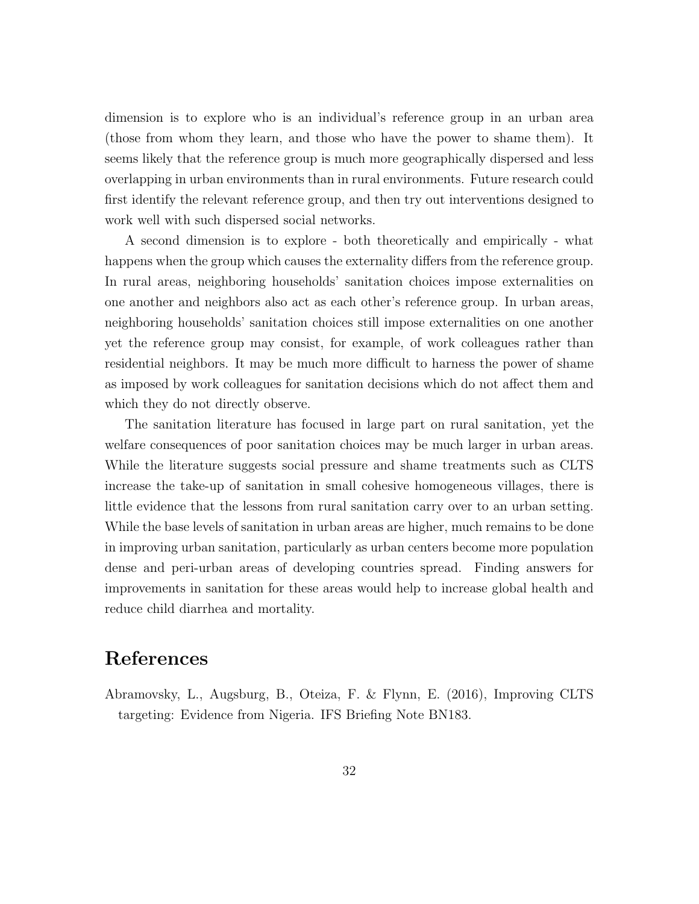dimension is to explore who is an individual's reference group in an urban area (those from whom they learn, and those who have the power to shame them). It seems likely that the reference group is much more geographically dispersed and less overlapping in urban environments than in rural environments. Future research could first identify the relevant reference group, and then try out interventions designed to work well with such dispersed social networks.

A second dimension is to explore - both theoretically and empirically - what happens when the group which causes the externality differs from the reference group. In rural areas, neighboring households' sanitation choices impose externalities on one another and neighbors also act as each other's reference group. In urban areas, neighboring households' sanitation choices still impose externalities on one another yet the reference group may consist, for example, of work colleagues rather than residential neighbors. It may be much more difficult to harness the power of shame as imposed by work colleagues for sanitation decisions which do not affect them and which they do not directly observe.

The sanitation literature has focused in large part on rural sanitation, yet the welfare consequences of poor sanitation choices may be much larger in urban areas. While the literature suggests social pressure and shame treatments such as CLTS increase the take-up of sanitation in small cohesive homogeneous villages, there is little evidence that the lessons from rural sanitation carry over to an urban setting. While the base levels of sanitation in urban areas are higher, much remains to be done in improving urban sanitation, particularly as urban centers become more population dense and peri-urban areas of developing countries spread. Finding answers for improvements in sanitation for these areas would help to increase global health and reduce child diarrhea and mortality.

# References

Abramovsky, L., Augsburg, B., Oteiza, F. & Flynn, E. (2016), Improving CLTS targeting: Evidence from Nigeria. IFS Briefing Note BN183.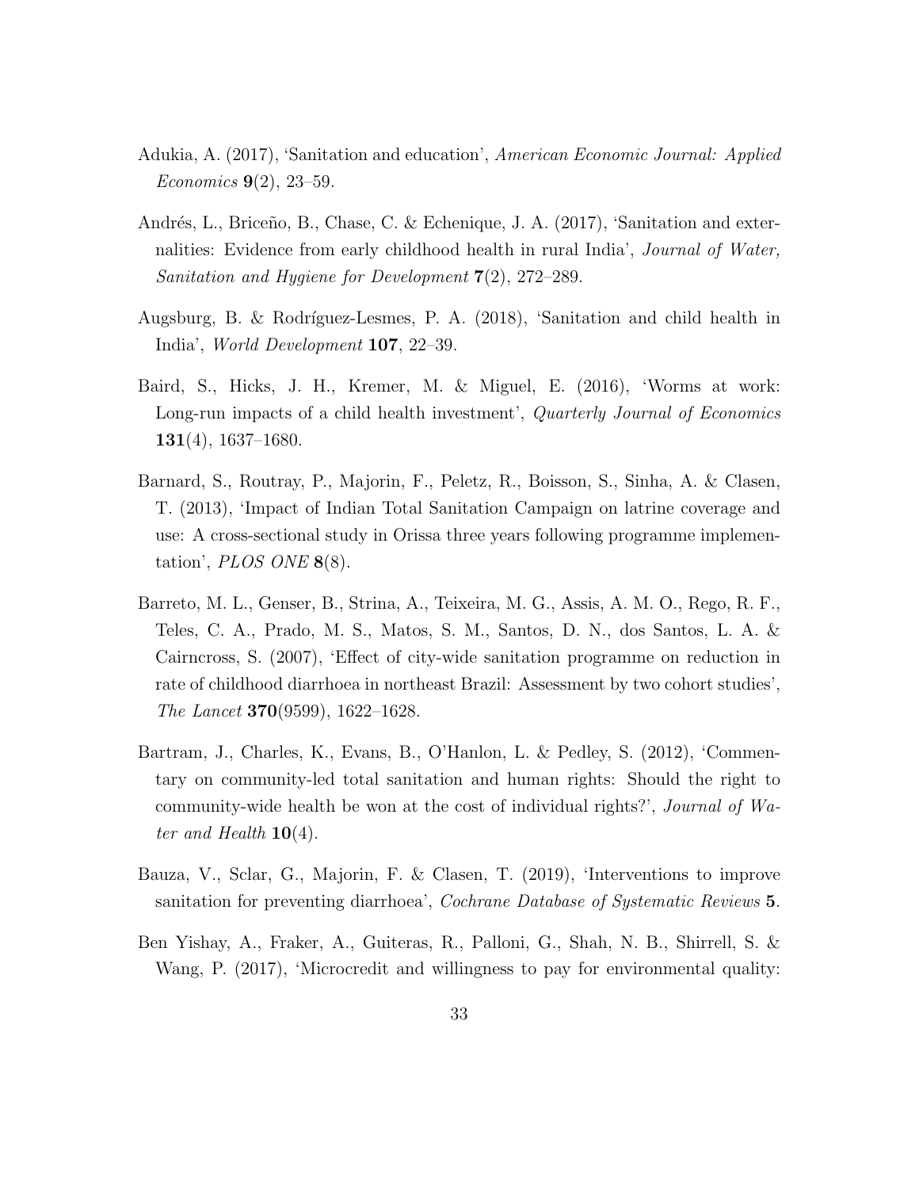Adukia, A. (2017), 'Sanitation and education', *American Economic Journal: Applied Economics* **9**(2), 23–59.

Andrés, L., Briceño, B., Chase, C. & Echenique, J. A. (2017), 'Sanitation and externalities: Evidence from early childhood health in rural India', *Journal of Water, Sanitation and Hygiene for Development* **7**(2), 272–289.

Augsburg, B. & Rodríguez-Lesmes, P. A. (2018), 'Sanitation and child health in India', *World Development* **107**, 22–39.

Baird, S., Hicks, J. H., Kremer, M. & Miguel, E. (2016), 'Worms at work: Long-run impacts of a child health investment', *Quarterly Journal of Economics* **131**(4), 1637–1680.

Barnard, S., Routray, P., Majorin, F., Peletz, R., Boisson, S., Sinha, A. & Clasen, T. (2013), 'Impact of Indian Total Sanitation Campaign on latrine coverage and use: A cross-sectional study in Orissa three years following programme implementation', *PLOS ONE* **8**(8).

Barreto, M. L., Genser, B., Strina, A., Teixeira, M. G., Assis, A. M. O., Rego, R. F., Teles, C. A., Prado, M. S., Matos, S. M., Santos, D. N., dos Santos, L. A. & Cairncross, S. (2007), 'Effect of city-wide sanitation programme on reduction in rate of childhood diarrhoea in northeast Brazil: Assessment by two cohort studies', *The Lancet* **370**(9599), 1622–1628.

Bartram, J., Charles, K., Evans, B., O'Hanlon, L. & Pedley, S. (2012), 'Commentary on community-led total sanitation and human rights: Should the right to community-wide health be won at the cost of individual rights?', *Journal of Water and Health* **10**(4).

Bauza, V., Sclar, G., Majorin, F. & Clasen, T. (2019), 'Interventions to improve sanitation for preventing diarrhoea', *Cochrane Database of Systematic Reviews* **5**.

Ben Yishay, A., Fraker, A., Guiteras, R., Palloni, G., Shah, N. B., Shirrell, S. & Wang, P. (2017), 'Microcredit and willingness to pay for environmental quality: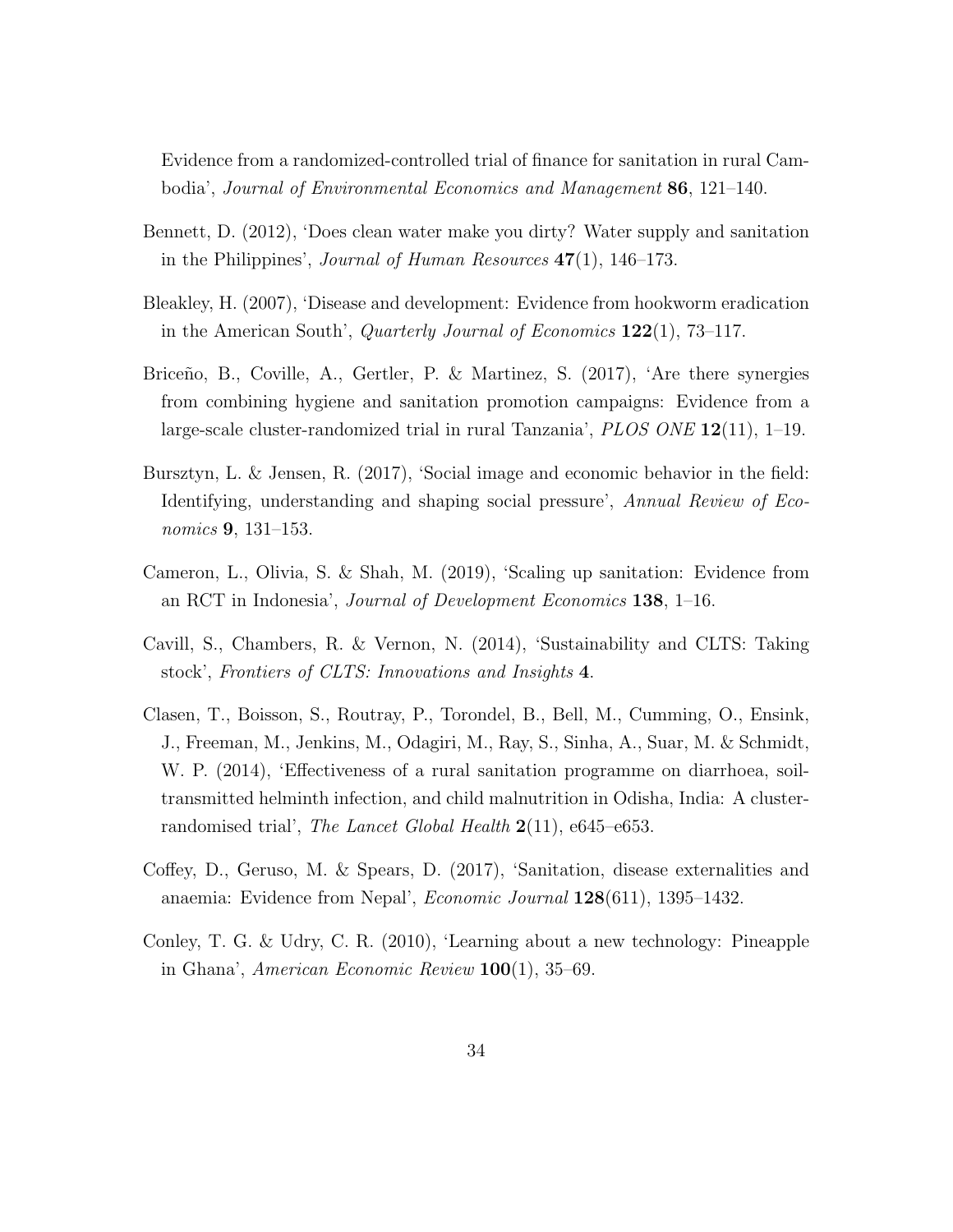Evidence from a randomized-controlled trial of finance for sanitation in rural Cambodia', *Journal of Environmental Economics and Management* **86**, 121–140.

Bennett, D. (2012), 'Does clean water make you dirty? Water supply and sanitation in the Philippines', *Journal of Human Resources* **47**(1), 146–173.

Bleakley, H. (2007), 'Disease and development: Evidence from hookworm eradication in the American South', *Quarterly Journal of Economics* **122**(1), 73–117.

Briceño, B., Coville, A., Gertler, P. & Martinez, S. (2017), 'Are there synergies from combining hygiene and sanitation promotion campaigns: Evidence from a large-scale cluster-randomized trial in rural Tanzania', *PLOS ONE* **12**(11), 1–19.

Bursztyn, L. & Jensen, R. (2017), 'Social image and economic behavior in the field: Identifying, understanding and shaping social pressure', *Annual Review of Economics* **9**, 131–153.

Cameron, L., Olivia, S. & Shah, M. (2019), 'Scaling up sanitation: Evidence from an RCT in Indonesia', *Journal of Development Economics* **138**, 1–16.

Cavill, S., Chambers, R. & Vernon, N. (2014), 'Sustainability and CLTS: Taking stock', *Frontiers of CLTS: Innovations and Insights* **4**.

Clasen, T., Boisson, S., Routray, P., Torondel, B., Bell, M., Cumming, O., Ensink, J., Freeman, M., Jenkins, M., Odagiri, M., Ray, S., Sinha, A., Suar, M. & Schmidt, W. P. (2014), 'Effectiveness of a rural sanitation programme on diarrhoea, soil-transmitted helminth infection, and child malnutrition in Odisha, India: A cluster-randomised trial', *The Lancet Global Health* **2**(11), e645–e653.

Coffey, D., Geruso, M. & Spears, D. (2017), 'Sanitation, disease externalities and anaemia: Evidence from Nepal', *Economic Journal* **128**(611), 1395–1432.

Conley, T. G. & Udry, C. R. (2010), 'Learning about a new technology: Pineapple in Ghana', *American Economic Review* **100**(1), 35–69.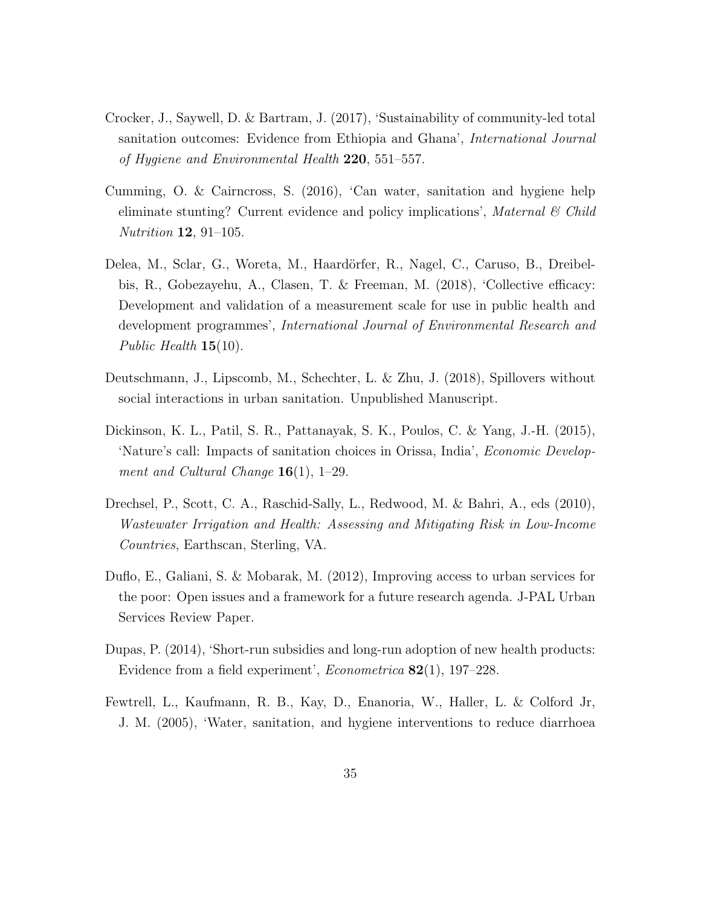Crocker, J., Saywell, D. & Bartram, J. (2017), 'Sustainability of community-led total sanitation outcomes: Evidence from Ethiopia and Ghana', *International Journal of Hygiene and Environmental Health* **220**, 551–557.

Cumming, O. & Cairncross, S. (2016), 'Can water, sanitation and hygiene help eliminate stunting? Current evidence and policy implications', *Maternal & Child Nutrition* **12**, 91–105.

Delea, M., Sclar, G., Woreta, M., Haardörfer, R., Nagel, C., Caruso, B., Dreibelbis, R., Gobezayehu, A., Clasen, T. & Freeman, M. (2018), 'Collective efficacy: Development and validation of a measurement scale for use in public health and development programmes', *International Journal of Environmental Research and Public Health* **15**(10).

Deutschmann, J., Lipscomb, M., Schechter, L. & Zhu, J. (2018), Spillovers without social interactions in urban sanitation. Unpublished Manuscript.

Dickinson, K. L., Patil, S. R., Pattanayak, S. K., Poulos, C. & Yang, J.-H. (2015), 'Nature's call: Impacts of sanitation choices in Orissa, India', *Economic Development and Cultural Change* **16**(1), 1–29.

Drechsel, P., Scott, C. A., Raschid-Sally, L., Redwood, M. & Bahri, A., eds (2010), *Wastewater Irrigation and Health: Assessing and Mitigating Risk in Low-Income Countries*, Earthscan, Sterling, VA.

Duflo, E., Galiani, S. & Mobarak, M. (2012), Improving access to urban services for the poor: Open issues and a framework for a future research agenda. J-PAL Urban Services Review Paper.

Dupas, P. (2014), 'Short-run subsidies and long-run adoption of new health products: Evidence from a field experiment', *Econometrica* **82**(1), 197–228.

Fewtrell, L., Kaufmann, R. B., Kay, D., Enanoria, W., Haller, L. & Colford Jr, J. M. (2005), 'Water, sanitation, and hygiene interventions to reduce diarrhoea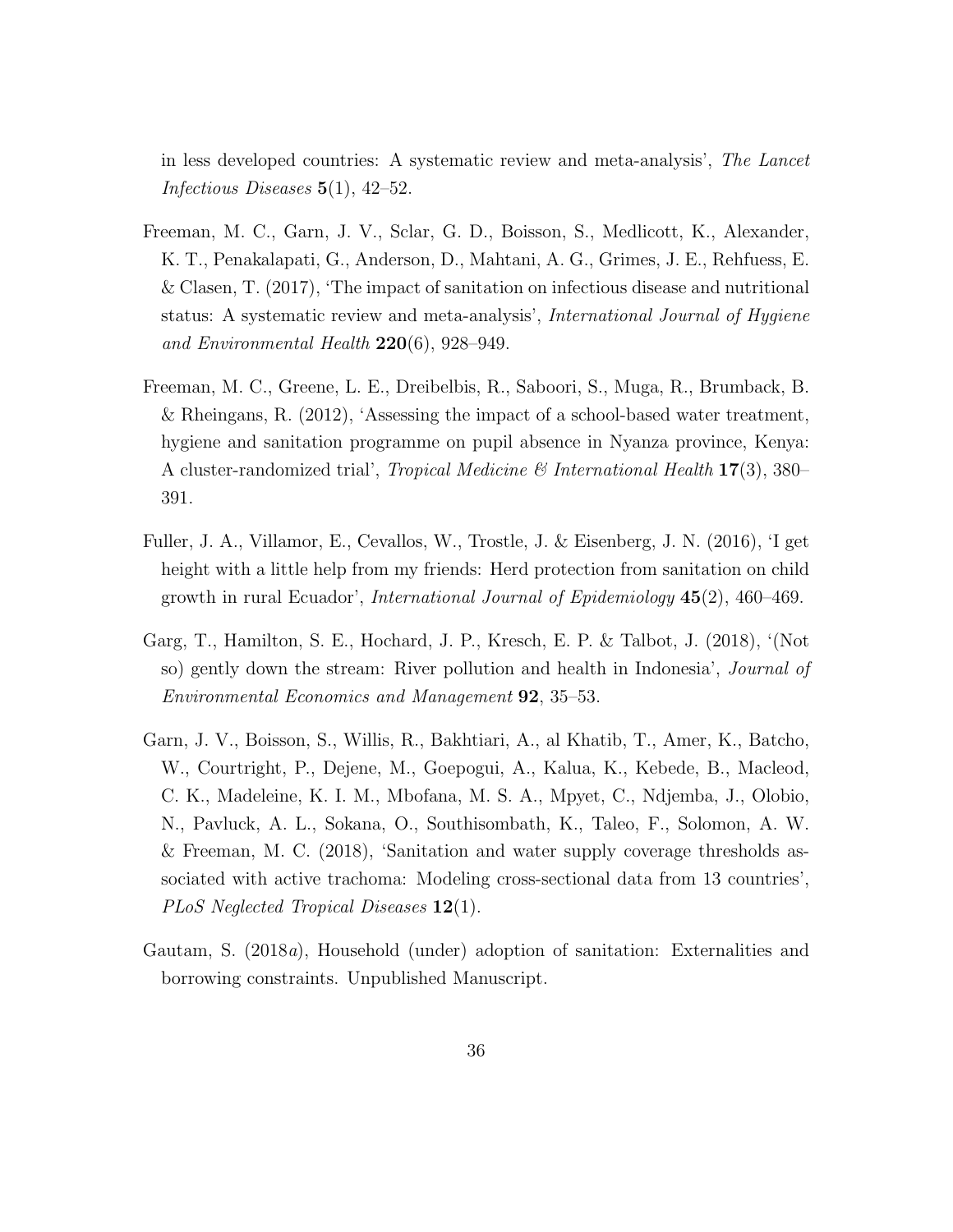in less developed countries: A systematic review and meta-analysis', *The Lancet Infectious Diseases* **5**(1), 42–52.

Freeman, M. C., Garn, J. V., Sclar, G. D., Boisson, S., Medlicott, K., Alexander, K. T., Penakalapati, G., Anderson, D., Mahtani, A. G., Grimes, J. E., Rehfuess, E. & Clasen, T. (2017), 'The impact of sanitation on infectious disease and nutritional status: A systematic review and meta-analysis', *International Journal of Hygiene and Environmental Health* **220**(6), 928–949.

Freeman, M. C., Greene, L. E., Dreibelbis, R., Saboori, S., Muga, R., Brumback, B. & Rheingans, R. (2012), 'Assessing the impact of a school-based water treatment, hygiene and sanitation programme on pupil absence in Nyanza province, Kenya: A cluster-randomized trial', *Tropical Medicine & International Health* **17**(3), 380–391.

Fuller, J. A., Villamor, E., Cevallos, W., Trostle, J. & Eisenberg, J. N. (2016), 'I get height with a little help from my friends: Herd protection from sanitation on child growth in rural Ecuador', *International Journal of Epidemiology* **45**(2), 460–469.

Garg, T., Hamilton, S. E., Hochard, J. P., Kresch, E. P. & Talbot, J. (2018), '(Not so) gently down the stream: River pollution and health in Indonesia', *Journal of Environmental Economics and Management* **92**, 35–53.

Garn, J. V., Boisson, S., Willis, R., Bakhtiari, A., al Khatib, T., Amer, K., Batcho, W., Courtright, P., Dejene, M., Goepogui, A., Kalua, K., Kebede, B., Macleod, C. K., Madeleine, K. I. M., Mbofana, M. S. A., Mpyet, C., Ndjemba, J., Olobio, N., Pavluck, A. L., Sokana, O., Southisombath, K., Taleo, F., Solomon, A. W. & Freeman, M. C. (2018), 'Sanitation and water supply coverage thresholds associated with active trachoma: Modeling cross-sectional data from 13 countries', *PLoS Neglected Tropical Diseases* **12**(1).

Gautam, S. (2018*a*), Household (under) adoption of sanitation: Externalities and borrowing constraints. Unpublished Manuscript.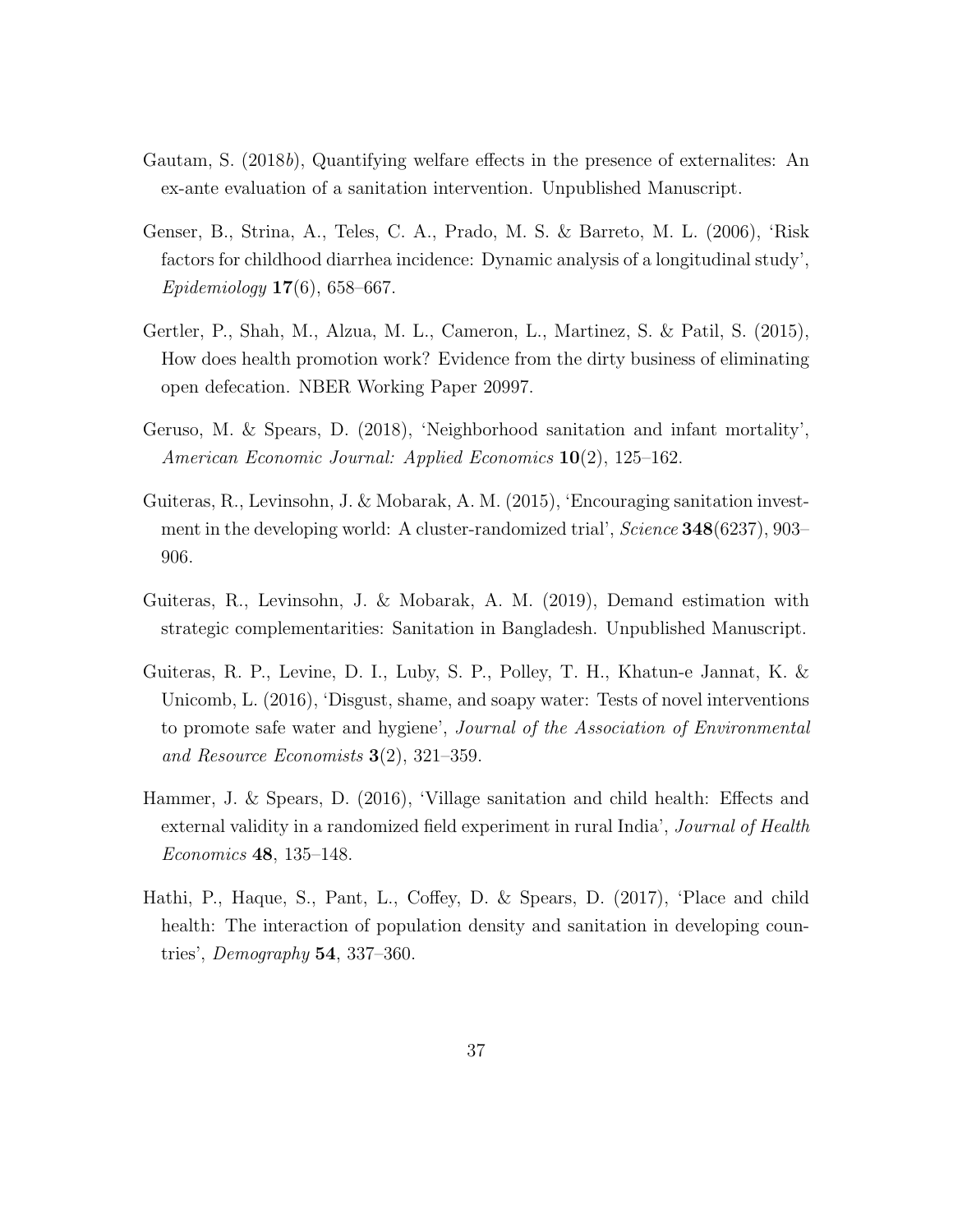Gautam, S. (2018*b*), Quantifying welfare effects in the presence of externalites: An ex-ante evaluation of a sanitation intervention. Unpublished Manuscript.

Genser, B., Strina, A., Teles, C. A., Prado, M. S. & Barreto, M. L. (2006), 'Risk factors for childhood diarrhea incidence: Dynamic analysis of a longitudinal study', *Epidemiology* **17**(6), 658–667.

Gertler, P., Shah, M., Alzua, M. L., Cameron, L., Martinez, S. & Patil, S. (2015), How does health promotion work? Evidence from the dirty business of eliminating open defecation. NBER Working Paper 20997.

Geruso, M. & Spears, D. (2018), 'Neighborhood sanitation and infant mortality', *American Economic Journal: Applied Economics* **10**(2), 125–162.

Guiteras, R., Levinsohn, J. & Mobarak, A. M. (2015), 'Encouraging sanitation investment in the developing world: A cluster-randomized trial', *Science* **348**(6237), 903–906.

Guiteras, R., Levinsohn, J. & Mobarak, A. M. (2019), Demand estimation with strategic complementarities: Sanitation in Bangladesh. Unpublished Manuscript.

Guiteras, R. P., Levine, D. I., Luby, S. P., Polley, T. H., Khatun-e Jannat, K. & Unicomb, L. (2016), 'Disgust, shame, and soapy water: Tests of novel interventions to promote safe water and hygiene', *Journal of the Association of Environmental and Resource Economists* **3**(2), 321–359.

Hammer, J. & Spears, D. (2016), 'Village sanitation and child health: Effects and external validity in a randomized field experiment in rural India', *Journal of Health Economics* **48**, 135–148.

Hathi, P., Haque, S., Pant, L., Coffey, D. & Spears, D. (2017), 'Place and child health: The interaction of population density and sanitation in developing countries', *Demography* **54**, 337–360.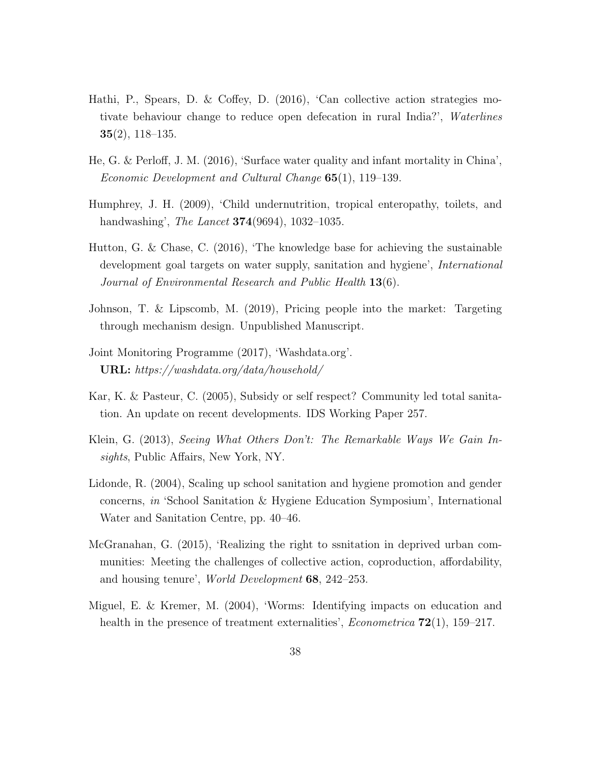Hathi, P., Spears, D. & Coffey, D. (2016), 'Can collective action strategies motivate behaviour change to reduce open defecation in rural India?', *Waterlines* **35**(2), 118–135.

He, G. & Perloff, J. M. (2016), 'Surface water quality and infant mortality in China', *Economic Development and Cultural Change* **65**(1), 119–139.

Humphrey, J. H. (2009), 'Child undernutrition, tropical enteropathy, toilets, and handwashing', *The Lancet* **374**(9694), 1032–1035.

Hutton, G. & Chase, C. (2016), 'The knowledge base for achieving the sustainable development goal targets on water supply, sanitation and hygiene', *International Journal of Environmental Research and Public Health* **13**(6).

Johnson, T. & Lipscomb, M. (2019), Pricing people into the market: Targeting through mechanism design. Unpublished Manuscript.

Joint Monitoring Programme (2017), 'Washdata.org'.
**URL:** *https://washdata.org/data/household/*

Kar, K. & Pasteur, C. (2005), Subsidy or self respect? Community led total sanitation. An update on recent developments. IDS Working Paper 257.

Klein, G. (2013), *Seeing What Others Don't: The Remarkable Ways We Gain Insights*, Public Affairs, New York, NY.

Lidonde, R. (2004), Scaling up school sanitation and hygiene promotion and gender concerns, *in* 'School Sanitation & Hygiene Education Symposium', International Water and Sanitation Centre, pp. 40–46.

McGranahan, G. (2015), 'Realizing the right to ssnitation in deprived urban communities: Meeting the challenges of collective action, coproduction, affordability, and housing tenure', *World Development* **68**, 242–253.

Miguel, E. & Kremer, M. (2004), 'Worms: Identifying impacts on education and health in the presence of treatment externalities', *Econometrica* **72**(1), 159–217.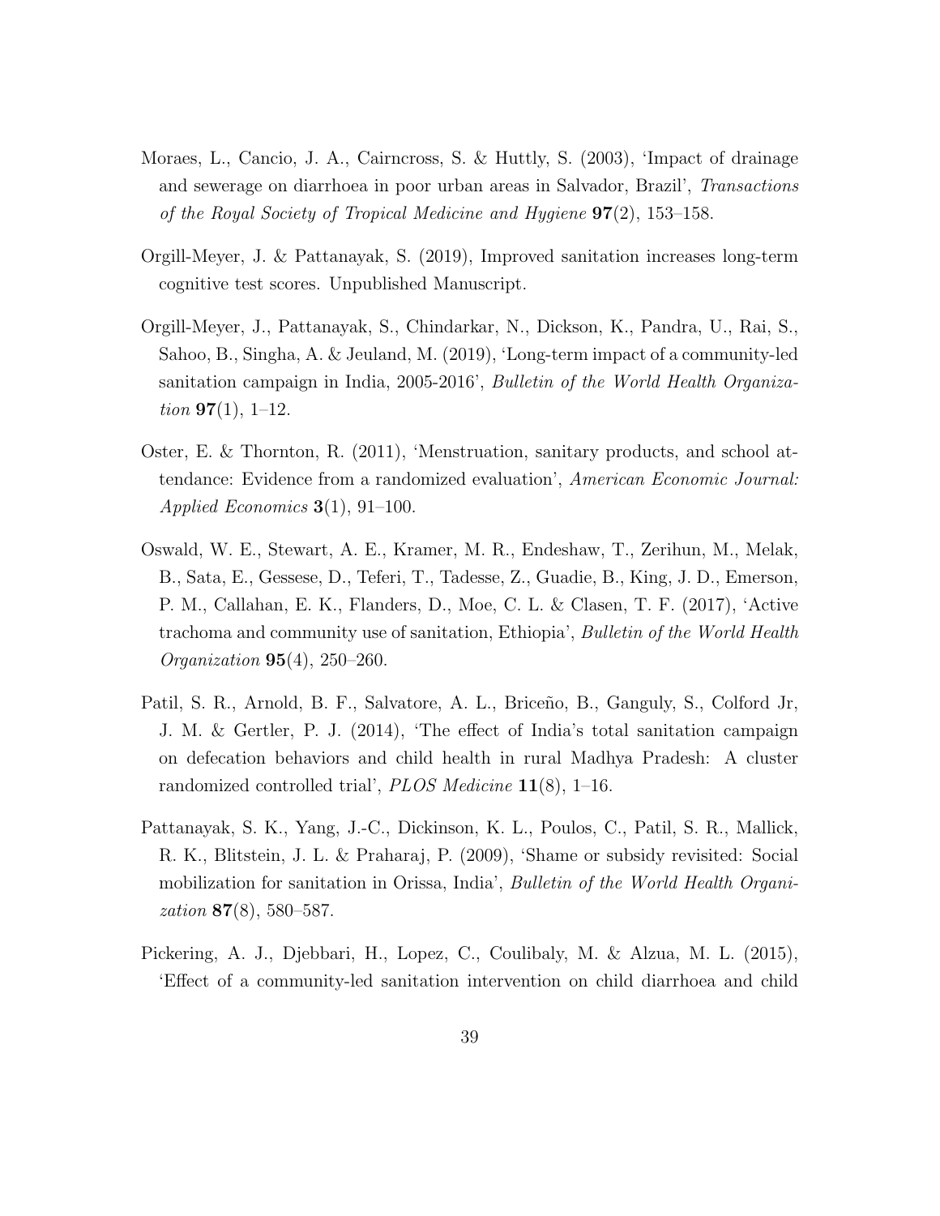Moraes, L., Cancio, J. A., Cairncross, S. & Huttly, S. (2003), 'Impact of drainage and sewerage on diarrhoea in poor urban areas in Salvador, Brazil', *Transactions of the Royal Society of Tropical Medicine and Hygiene* **97**(2), 153–158.

Orgill-Meyer, J. & Pattanayak, S. (2019), Improved sanitation increases long-term cognitive test scores. Unpublished Manuscript.

Orgill-Meyer, J., Pattanayak, S., Chindarkar, N., Dickson, K., Pandra, U., Rai, S., Sahoo, B., Singha, A. & Jeuland, M. (2019), 'Long-term impact of a community-led sanitation campaign in India, 2005-2016', *Bulletin of the World Health Organization* **97**(1), 1–12.

Oster, E. & Thornton, R. (2011), 'Menstruation, sanitary products, and school attendance: Evidence from a randomized evaluation', *American Economic Journal: Applied Economics* **3**(1), 91–100.

Oswald, W. E., Stewart, A. E., Kramer, M. R., Endeshaw, T., Zerihun, M., Melak, B., Sata, E., Gessese, D., Teferi, T., Tadesse, Z., Guadie, B., King, J. D., Emerson, P. M., Callahan, E. K., Flanders, D., Moe, C. L. & Clasen, T. F. (2017), 'Active trachoma and community use of sanitation, Ethiopia', *Bulletin of the World Health Organization* **95**(4), 250–260.

Patil, S. R., Arnold, B. F., Salvatore, A. L., Briceño, B., Ganguly, S., Colford Jr, J. M. & Gertler, P. J. (2014), 'The effect of India's total sanitation campaign on defecation behaviors and child health in rural Madhya Pradesh: A cluster randomized controlled trial', *PLOS Medicine* **11**(8), 1–16.

Pattanayak, S. K., Yang, J.-C., Dickinson, K. L., Poulos, C., Patil, S. R., Mallick, R. K., Blitstein, J. L. & Praharaj, P. (2009), 'Shame or subsidy revisited: Social mobilization for sanitation in Orissa, India', *Bulletin of the World Health Organization* **87**(8), 580–587.

Pickering, A. J., Djebbari, H., Lopez, C., Coulibaly, M. & Alzua, M. L. (2015), 'Effect of a community-led sanitation intervention on child diarrhoea and child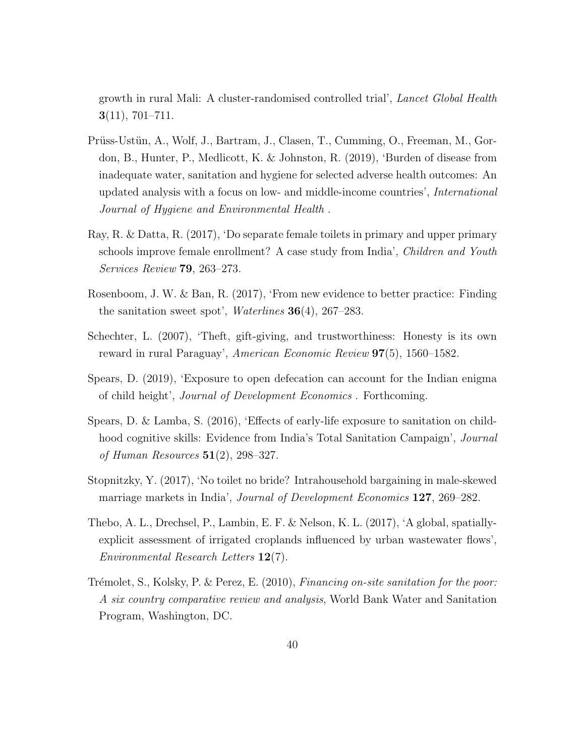growth in rural Mali: A cluster-randomised controlled trial', *Lancet Global Health* **3**(11), 701–711.

Prüss-Ustün, A., Wolf, J., Bartram, J., Clasen, T., Cumming, O., Freeman, M., Gordon, B., Hunter, P., Medlicott, K. & Johnston, R. (2019), 'Burden of disease from inadequate water, sanitation and hygiene for selected adverse health outcomes: An updated analysis with a focus on low- and middle-income countries', *International Journal of Hygiene and Environmental Health* .

Ray, R. & Datta, R. (2017), 'Do separate female toilets in primary and upper primary schools improve female enrollment? A case study from India', *Children and Youth Services Review* **79**, 263–273.

Rosenboom, J. W. & Ban, R. (2017), 'From new evidence to better practice: Finding the sanitation sweet spot', *Waterlines* **36**(4), 267–283.

Schechter, L. (2007), 'Theft, gift-giving, and trustworthiness: Honesty is its own reward in rural Paraguay', *American Economic Review* **97**(5), 1560–1582.

Spears, D. (2019), 'Exposure to open defecation can account for the Indian enigma of child height', *Journal of Development Economics* . Forthcoming.

Spears, D. & Lamba, S. (2016), 'Effects of early-life exposure to sanitation on childhood cognitive skills: Evidence from India's Total Sanitation Campaign', *Journal of Human Resources* **51**(2), 298–327.

Stopnitzky, Y. (2017), 'No toilet no bride? Intrahousehold bargaining in male-skewed marriage markets in India', *Journal of Development Economics* **127**, 269–282.

Thebo, A. L., Drechsel, P., Lambin, E. F. & Nelson, K. L. (2017), 'A global, spatially-explicit assessment of irrigated croplands influenced by urban wastewater flows', *Environmental Research Letters* **12**(7).

Trémolet, S., Kolsky, P. & Perez, E. (2010), *Financing on-site sanitation for the poor: A six country comparative review and analysis*, World Bank Water and Sanitation Program, Washington, DC.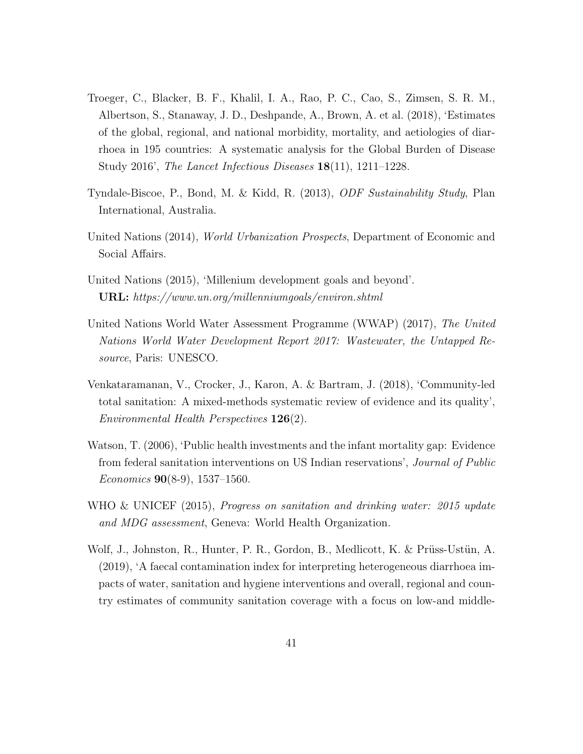Troeger, C., Blacker, B. F., Khalil, I. A., Rao, P. C., Cao, S., Zimsen, S. R. M., Albertson, S., Stanaway, J. D., Deshpande, A., Brown, A. et al. (2018), 'Estimates of the global, regional, and national morbidity, mortality, and aetiologies of diarrhoea in 195 countries: A systematic analysis for the Global Burden of Disease Study 2016', *The Lancet Infectious Diseases* **18**(11), 1211–1228.

Tyndale-Biscoe, P., Bond, M. & Kidd, R. (2013), *ODF Sustainability Study*, Plan International, Australia.

United Nations (2014), *World Urbanization Prospects*, Department of Economic and Social Affairs.

United Nations (2015), 'Millenium development goals and beyond'.
**URL:** *https://www.un.org/millenniumgoals/environ.shtml*

United Nations World Water Assessment Programme (WWAP) (2017), *The United Nations World Water Development Report 2017: Wastewater, the Untapped Resource*, Paris: UNESCO.

Venkataramanan, V., Crocker, J., Karon, A. & Bartram, J. (2018), 'Community-led total sanitation: A mixed-methods systematic review of evidence and its quality', *Environmental Health Perspectives* **126**(2).

Watson, T. (2006), 'Public health investments and the infant mortality gap: Evidence from federal sanitation interventions on US Indian reservations', *Journal of Public Economics* **90**(8-9), 1537–1560.

WHO & UNICEF (2015), *Progress on sanitation and drinking water: 2015 update and MDG assessment*, Geneva: World Health Organization.

Wolf, J., Johnston, R., Hunter, P. R., Gordon, B., Medlicott, K. & Prüss-Ustün, A. (2019), 'A faecal contamination index for interpreting heterogeneous diarrhoea impacts of water, sanitation and hygiene interventions and overall, regional and country estimates of community sanitation coverage with a focus on low-and middle-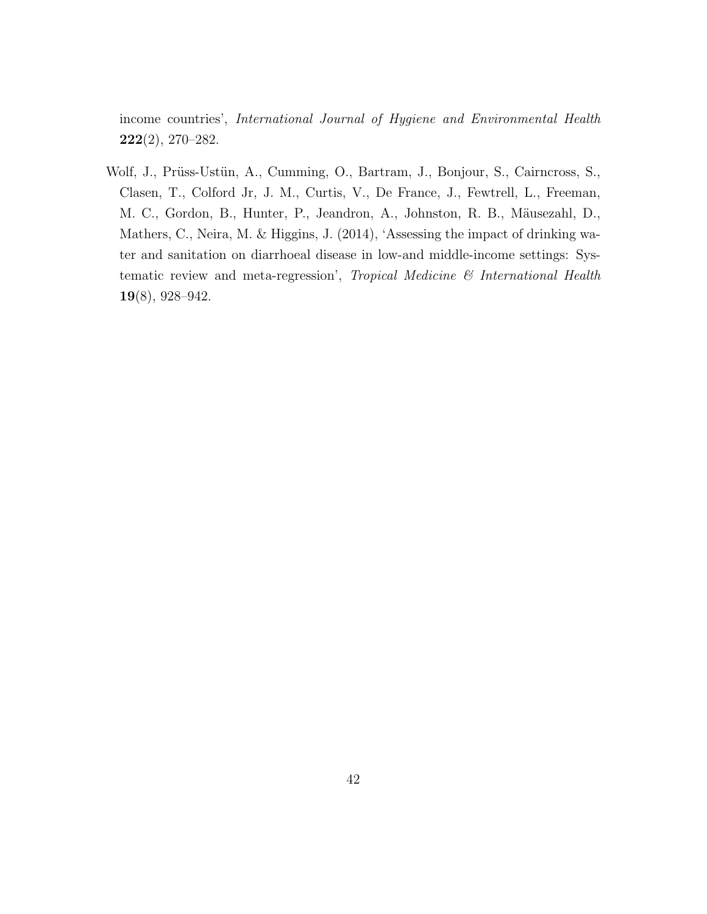income countries', *International Journal of Hygiene and Environmental Health* **222**(2), 270–282.

Wolf, J., Prüss-Ustün, A., Cumming, O., Bartram, J., Bonjour, S., Cairncross, S., Clasen, T., Colford Jr, J. M., Curtis, V., De France, J., Fewtrell, L., Freeman, M. C., Gordon, B., Hunter, P., Jeandron, A., Johnston, R. B., Mäusezahl, D., Mathers, C., Neira, M. & Higgins, J. (2014), 'Assessing the impact of drinking water and sanitation on diarrhoeal disease in low-and middle-income settings: Systematic review and meta-regression', *Tropical Medicine & International Health* **19**(8), 928–942.